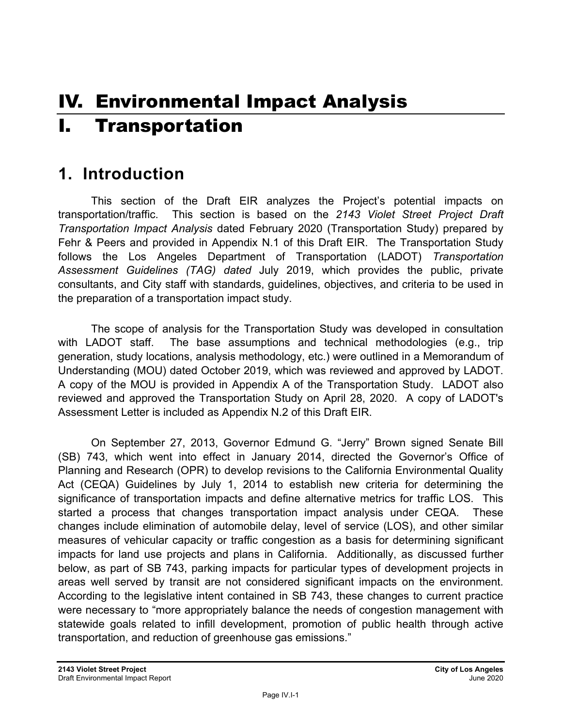# IV. Environmental Impact Analysis

# I. Transportation

## 1. Introduction

This section of the Draft EIR analyzes the Project's potential impacts on transportation/traffic. This section is based on the *2143 Violet Street Project Draft Transportation Impact Analysis* dated February 2020 (Transportation Study) prepared by Fehr & Peers and provided in Appendix N.1 of this Draft EIR. The Transportation Study follows the Los Angeles Department of Transportation (LADOT) *Transportation Assessment Guidelines (TAG) dated* July 2019, which provides the public, private consultants, and City staff with standards, guidelines, objectives, and criteria to be used in the preparation of a transportation impact study.

The scope of analysis for the Transportation Study was developed in consultation with LADOT staff. The base assumptions and technical methodologies (e.g., trip generation, study locations, analysis methodology, etc.) were outlined in a Memorandum of Understanding (MOU) dated October 2019, which was reviewed and approved by LADOT. A copy of the MOU is provided in Appendix A of the Transportation Study. LADOT also reviewed and approved the Transportation Study on April 28, 2020. A copy of LADOT's Assessment Letter is included as Appendix N.2 of this Draft EIR.

On September 27, 2013, Governor Edmund G. "Jerry" Brown signed Senate Bill (SB) 743, which went into effect in January 2014, directed the Governor's Office of Planning and Research (OPR) to develop revisions to the California Environmental Quality Act (CEQA) Guidelines by July 1, 2014 to establish new criteria for determining the significance of transportation impacts and define alternative metrics for traffic LOS. This started a process that changes transportation impact analysis under CEQA. These changes include elimination of automobile delay, level of service (LOS), and other similar measures of vehicular capacity or traffic congestion as a basis for determining significant impacts for land use projects and plans in California. Additionally, as discussed further below, as part of SB 743, parking impacts for particular types of development projects in areas well served by transit are not considered significant impacts on the environment. According to the legislative intent contained in SB 743, these changes to current practice were necessary to "more appropriately balance the needs of congestion management with statewide goals related to infill development, promotion of public health through active transportation, and reduction of greenhouse gas emissions."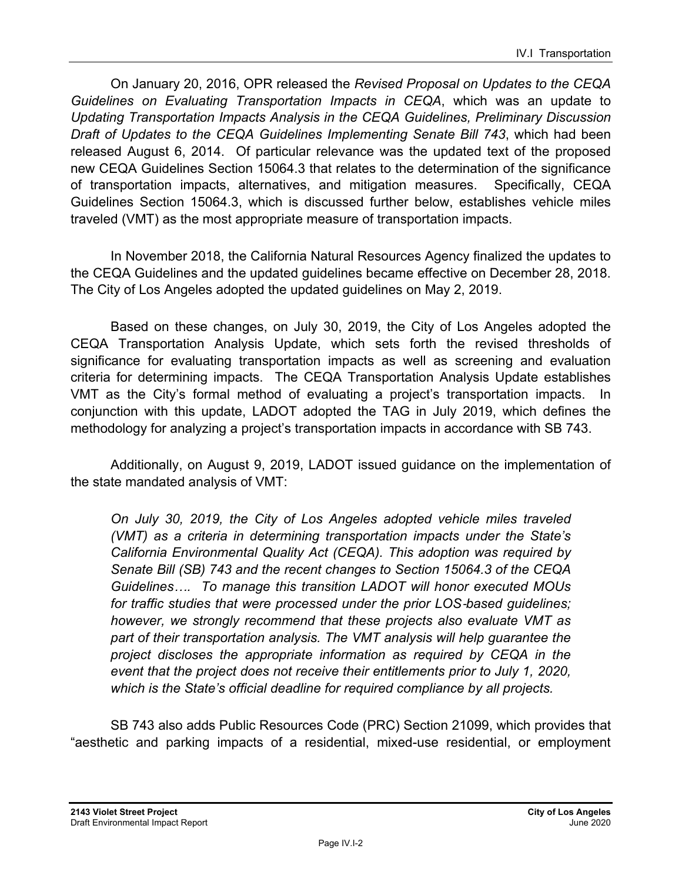On January 20, 2016, OPR released the *Revised Proposal on Updates to the CEQA Guidelines on Evaluating Transportation Impacts in CEQA*, which was an update to *Updating Transportation Impacts Analysis in the CEQA Guidelines, Preliminary Discussion Draft of Updates to the CEQA Guidelines Implementing Senate Bill 743*, which had been released August 6, 2014. Of particular relevance was the updated text of the proposed new CEQA Guidelines Section 15064.3 that relates to the determination of the significance of transportation impacts, alternatives, and mitigation measures. Specifically, CEQA Guidelines Section 15064.3, which is discussed further below, establishes vehicle miles traveled (VMT) as the most appropriate measure of transportation impacts.

In November 2018, the California Natural Resources Agency finalized the updates to the CEQA Guidelines and the updated guidelines became effective on December 28, 2018. The City of Los Angeles adopted the updated guidelines on May 2, 2019.

Based on these changes, on July 30, 2019, the City of Los Angeles adopted the CEQA Transportation Analysis Update, which sets forth the revised thresholds of significance for evaluating transportation impacts as well as screening and evaluation criteria for determining impacts. The CEQA Transportation Analysis Update establishes VMT as the City's formal method of evaluating a project's transportation impacts. In conjunction with this update, LADOT adopted the TAG in July 2019, which defines the methodology for analyzing a project's transportation impacts in accordance with SB 743.

Additionally, on August 9, 2019, LADOT issued guidance on the implementation of the state mandated analysis of VMT:

> *On July 30, 2019, the City of Los Angeles adopted vehicle miles traveled (VMT) as a criteria in determining transportation impacts under the State's California Environmental Quality Act (CEQA). This adoption was required by Senate Bill (SB) 743 and the recent changes to Section 15064.3 of the CEQA Guidelines…. To manage this transition LADOT will honor executed MOUs for traffic studies that were processed under the prior LOS-based guidelines; however, we strongly recommend that these projects also evaluate VMT as part of their transportation analysis. The VMT analysis will help guarantee the project discloses the appropriate information as required by CEQA in the event that the project does not receive their entitlements prior to July 1, 2020, which is the State's official deadline for required compliance by all projects.*

SB 743 also adds Public Resources Code (PRC) Section 21099, which provides that "aesthetic and parking impacts of a residential, mixed-use residential, or employment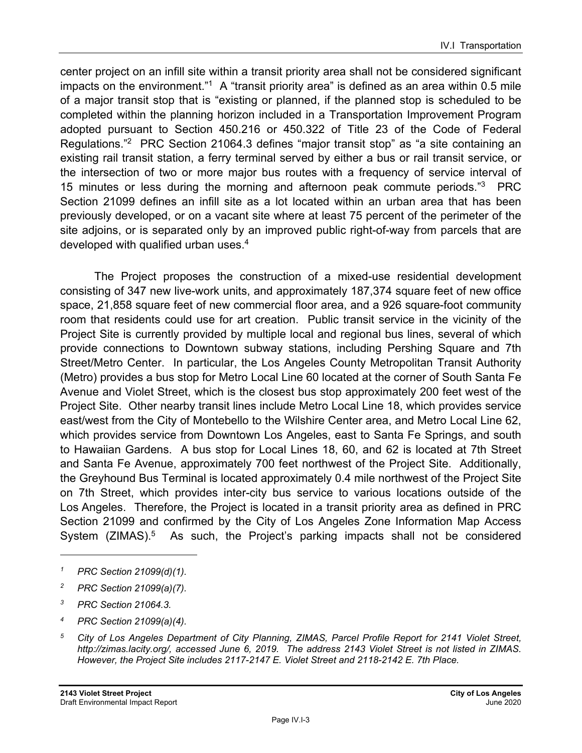center project on an infill site within a transit priority area shall not be considered significant impacts on the environment."[1] A "transit priority area" is defined as an area within 0.5 mile of a major transit stop that is "existing or planned, if the planned stop is scheduled to be completed within the planning horizon included in a Transportation Improvement Program adopted pursuant to Section 450.216 or 450.322 of Title 23 of the Code of Federal Regulations."[2] PRC Section 21064.3 defines "major transit stop" as "a site containing an existing rail transit station, a ferry terminal served by either a bus or rail transit service, or the intersection of two or more major bus routes with a frequency of service interval of 15 minutes or less during the morning and afternoon peak commute periods."[3] PRC Section 21099 defines an infill site as a lot located within an urban area that has been previously developed, or on a vacant site where at least 75 percent of the perimeter of the site adjoins, or is separated only by an improved public right-of-way from parcels that are developed with qualified urban uses.[4]

The Project proposes the construction of a mixed-use residential development consisting of 347 new live-work units, and approximately 187,374 square feet of new office space, 21,858 square feet of new commercial floor area, and a 926 square-foot community room that residents could use for art creation. Public transit service in the vicinity of the Project Site is currently provided by multiple local and regional bus lines, several of which provide connections to Downtown subway stations, including Pershing Square and 7th Street/Metro Center. In particular, the Los Angeles County Metropolitan Transit Authority (Metro) provides a bus stop for Metro Local Line 60 located at the corner of South Santa Fe Avenue and Violet Street, which is the closest bus stop approximately 200 feet west of the Project Site. Other nearby transit lines include Metro Local Line 18, which provides service east/west from the City of Montebello to the Wilshire Center area, and Metro Local Line 62, which provides service from Downtown Los Angeles, east to Santa Fe Springs, and south to Hawaiian Gardens. A bus stop for Local Lines 18, 60, and 62 is located at 7th Street and Santa Fe Avenue, approximately 700 feet northwest of the Project Site. Additionally, the Greyhound Bus Terminal is located approximately 0.4 mile northwest of the Project Site on 7th Street, which provides inter-city bus service to various locations outside of the Los Angeles. Therefore, the Project is located in a transit priority area as defined in PRC Section 21099 and confirmed by the City of Los Angeles Zone Information Map Access System (ZIMAS).[5] As such, the Project's parking impacts shall not be considered

---

[1] *PRC Section 21099(d)(1).*

[2] *PRC Section 21099(a)(7).*

[3] *PRC Section 21064.3.*

[4] *PRC Section 21099(a)(4).*

[5] *City of Los Angeles Department of City Planning, ZIMAS, Parcel Profile Report for 2141 Violet Street, http://zimas.lacity.org/, accessed June 6, 2019. The address 2143 Violet Street is not listed in ZIMAS. However, the Project Site includes 2117-2147 E. Violet Street and 2118-2142 E. 7th Place.*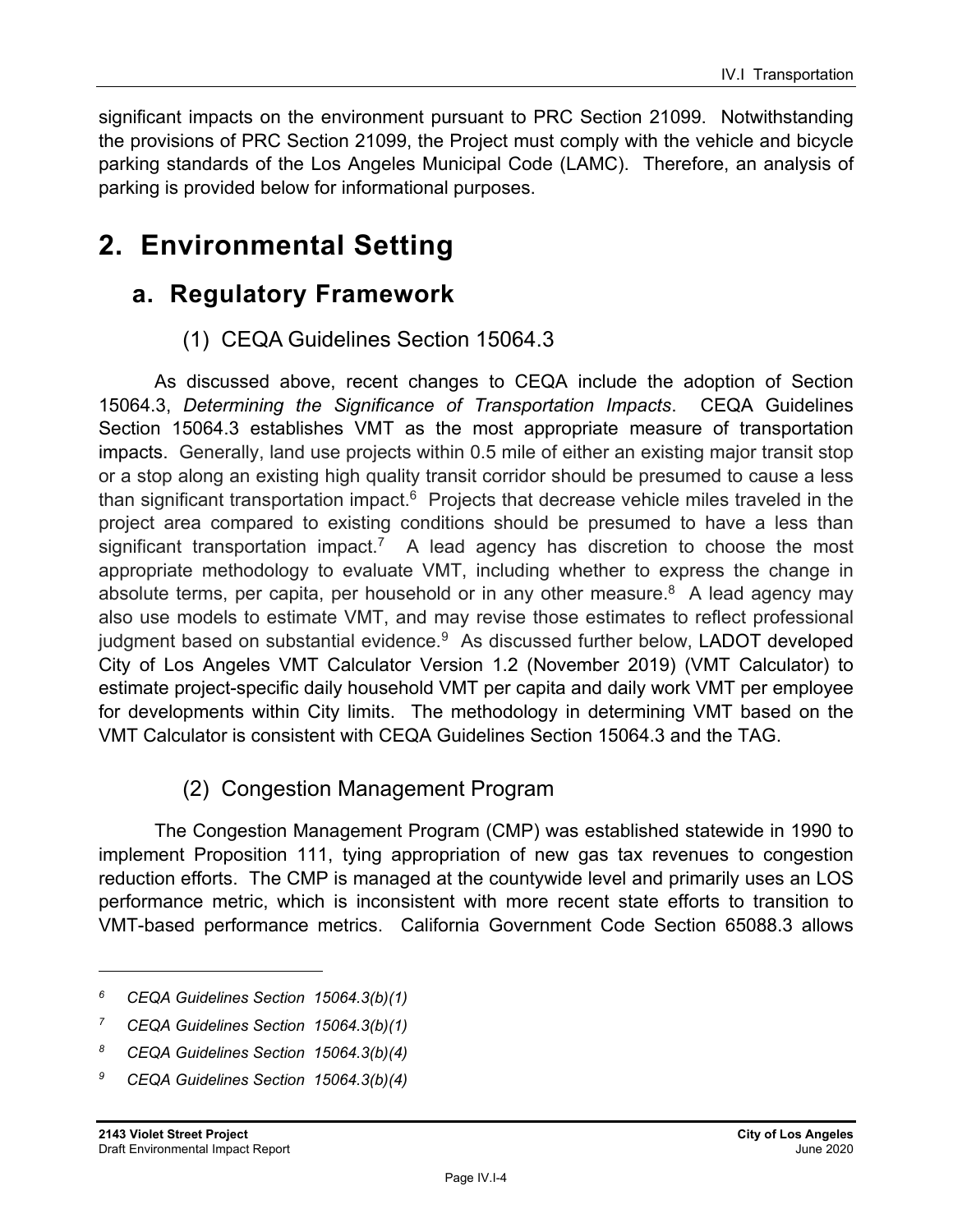significant impacts on the environment pursuant to PRC Section 21099. Notwithstanding the provisions of PRC Section 21099, the Project must comply with the vehicle and bicycle parking standards of the Los Angeles Municipal Code (LAMC). Therefore, an analysis of parking is provided below for informational purposes.

# 2. Environmental Setting

## a. Regulatory Framework

### (1) CEQA Guidelines Section 15064.3

As discussed above, recent changes to CEQA include the adoption of Section 15064.3, *Determining the Significance of Transportation Impacts*. CEQA Guidelines Section 15064.3 establishes VMT as the most appropriate measure of transportation impacts. Generally, land use projects within 0.5 mile of either an existing major transit stop or a stop along an existing high quality transit corridor should be presumed to cause a less than significant transportation impact.[6] Projects that decrease vehicle miles traveled in the project area compared to existing conditions should be presumed to have a less than significant transportation impact.[7] A lead agency has discretion to choose the most appropriate methodology to evaluate VMT, including whether to express the change in absolute terms, per capita, per household or in any other measure.[8] A lead agency may also use models to estimate VMT, and may revise those estimates to reflect professional judgment based on substantial evidence.[9] As discussed further below, LADOT developed City of Los Angeles VMT Calculator Version 1.2 (November 2019) (VMT Calculator) to estimate project-specific daily household VMT per capita and daily work VMT per employee for developments within City limits. The methodology in determining VMT based on the VMT Calculator is consistent with CEQA Guidelines Section 15064.3 and the TAG.

### (2) Congestion Management Program

The Congestion Management Program (CMP) was established statewide in 1990 to implement Proposition 111, tying appropriation of new gas tax revenues to congestion reduction efforts. The CMP is managed at the countywide level and primarily uses an LOS performance metric, which is inconsistent with more recent state efforts to transition to VMT-based performance metrics. California Government Code Section 65088.3 allows

---

[6] *CEQA Guidelines Section 15064.3(b)(1)*

[7] *CEQA Guidelines Section 15064.3(b)(1)*

[8] *CEQA Guidelines Section 15064.3(b)(4)*

[9] *CEQA Guidelines Section 15064.3(b)(4)*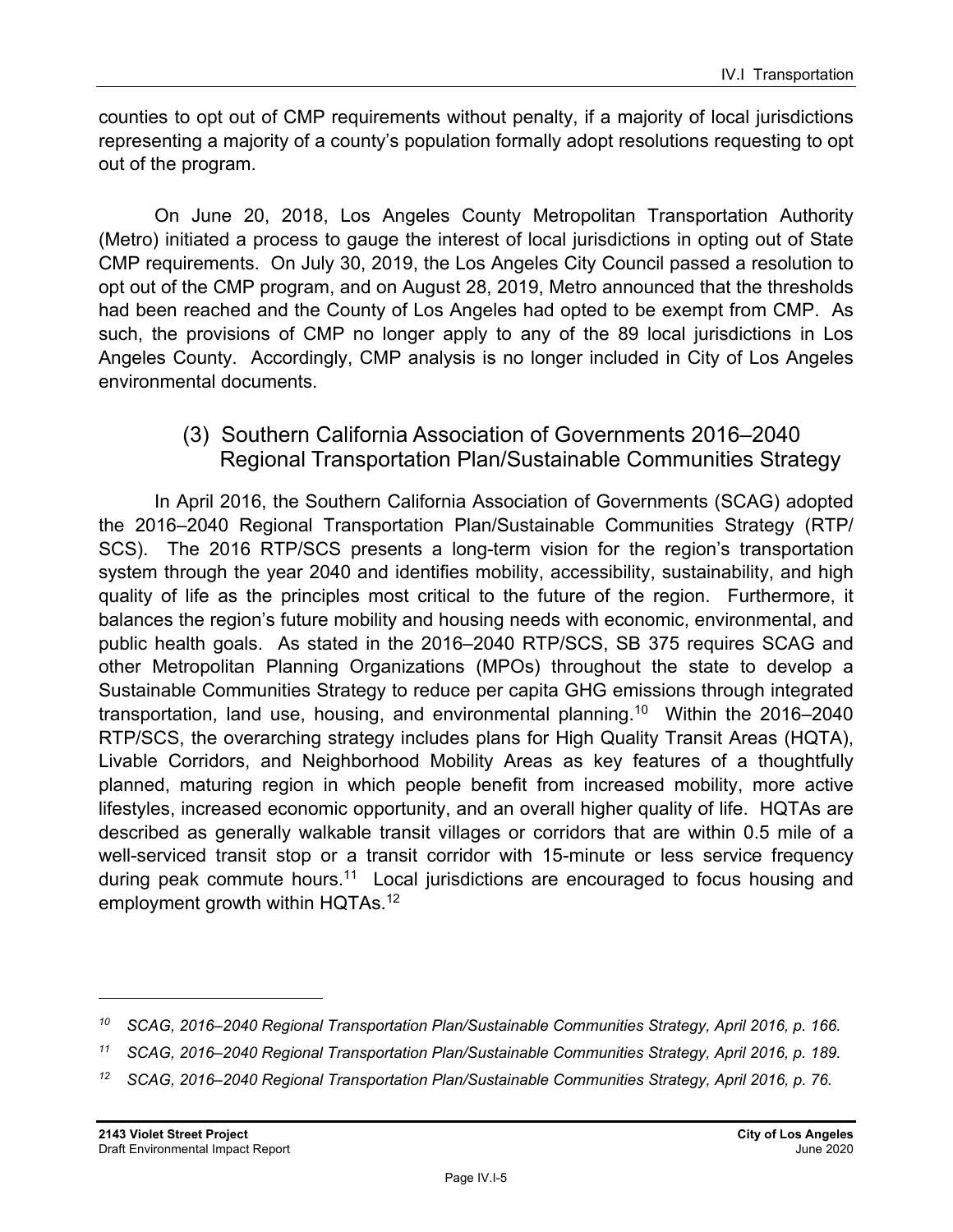counties to opt out of CMP requirements without penalty, if a majority of local jurisdictions representing a majority of a county's population formally adopt resolutions requesting to opt out of the program.

On June 20, 2018, Los Angeles County Metropolitan Transportation Authority (Metro) initiated a process to gauge the interest of local jurisdictions in opting out of State CMP requirements. On July 30, 2019, the Los Angeles City Council passed a resolution to opt out of the CMP program, and on August 28, 2019, Metro announced that the thresholds had been reached and the County of Los Angeles had opted to be exempt from CMP. As such, the provisions of CMP no longer apply to any of the 89 local jurisdictions in Los Angeles County. Accordingly, CMP analysis is no longer included in City of Los Angeles environmental documents.

### (3) Southern California Association of Governments 2016–2040 Regional Transportation Plan/Sustainable Communities Strategy

In April 2016, the Southern California Association of Governments (SCAG) adopted the 2016–2040 Regional Transportation Plan/Sustainable Communities Strategy (RTP/SCS). The 2016 RTP/SCS presents a long-term vision for the region's transportation system through the year 2040 and identifies mobility, accessibility, sustainability, and high quality of life as the principles most critical to the future of the region. Furthermore, it balances the region's future mobility and housing needs with economic, environmental, and public health goals. As stated in the 2016–2040 RTP/SCS, SB 375 requires SCAG and other Metropolitan Planning Organizations (MPOs) throughout the state to develop a Sustainable Communities Strategy to reduce per capita GHG emissions through integrated transportation, land use, housing, and environmental planning.[10] Within the 2016–2040 RTP/SCS, the overarching strategy includes plans for High Quality Transit Areas (HQTA), Livable Corridors, and Neighborhood Mobility Areas as key features of a thoughtfully planned, maturing region in which people benefit from increased mobility, more active lifestyles, increased economic opportunity, and an overall higher quality of life. HQTAs are described as generally walkable transit villages or corridors that are within 0.5 mile of a well-serviced transit stop or a transit corridor with 15-minute or less service frequency during peak commute hours.[11] Local jurisdictions are encouraged to focus housing and employment growth within HQTAs.[12]

---

[10] *SCAG, 2016–2040 Regional Transportation Plan/Sustainable Communities Strategy, April 2016, p. 166.*

[11] *SCAG, 2016–2040 Regional Transportation Plan/Sustainable Communities Strategy, April 2016, p. 189.*

[12] *SCAG, 2016–2040 Regional Transportation Plan/Sustainable Communities Strategy, April 2016, p. 76.*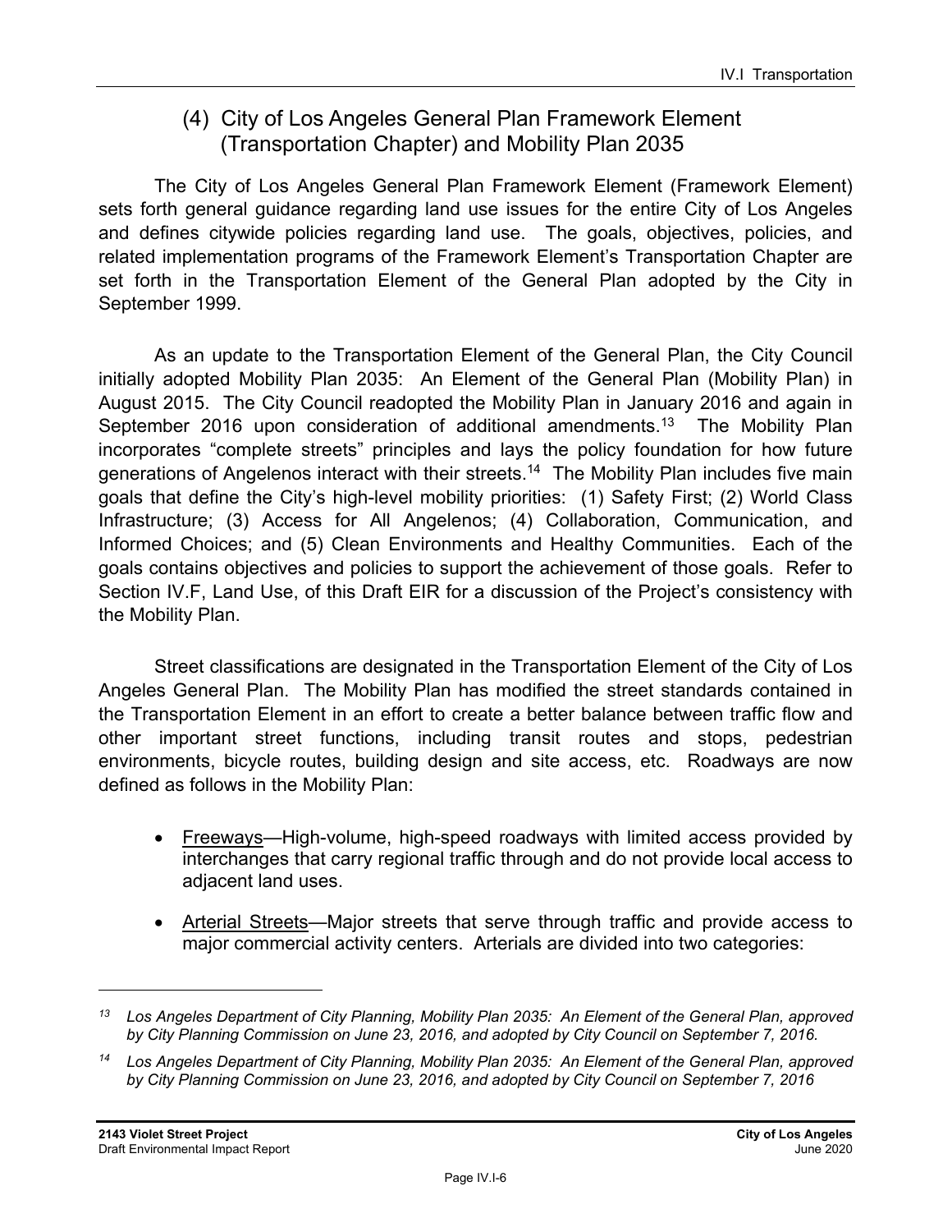### (4) City of Los Angeles General Plan Framework Element (Transportation Chapter) and Mobility Plan 2035

The City of Los Angeles General Plan Framework Element (Framework Element) sets forth general guidance regarding land use issues for the entire City of Los Angeles and defines citywide policies regarding land use. The goals, objectives, policies, and related implementation programs of the Framework Element's Transportation Chapter are set forth in the Transportation Element of the General Plan adopted by the City in September 1999.

As an update to the Transportation Element of the General Plan, the City Council initially adopted Mobility Plan 2035: An Element of the General Plan (Mobility Plan) in August 2015. The City Council readopted the Mobility Plan in January 2016 and again in September 2016 upon consideration of additional amendments.[13] The Mobility Plan incorporates "complete streets" principles and lays the policy foundation for how future generations of Angelenos interact with their streets.[14] The Mobility Plan includes five main goals that define the City's high-level mobility priorities: (1) Safety First; (2) World Class Infrastructure; (3) Access for All Angelenos; (4) Collaboration, Communication, and Informed Choices; and (5) Clean Environments and Healthy Communities. Each of the goals contains objectives and policies to support the achievement of those goals. Refer to Section IV.F, Land Use, of this Draft EIR for a discussion of the Project's consistency with the Mobility Plan.

Street classifications are designated in the Transportation Element of the City of Los Angeles General Plan. The Mobility Plan has modified the street standards contained in the Transportation Element in an effort to create a better balance between traffic flow and other important street functions, including transit routes and stops, pedestrian environments, bicycle routes, building design and site access, etc. Roadways are now defined as follows in the Mobility Plan:

- Freeways—High-volume, high-speed roadways with limited access provided by interchanges that carry regional traffic through and do not provide local access to adjacent land uses.
- Arterial Streets—Major streets that serve through traffic and provide access to major commercial activity centers. Arterials are divided into two categories:

---

*[13] Los Angeles Department of City Planning, Mobility Plan 2035: An Element of the General Plan, approved by City Planning Commission on June 23, 2016, and adopted by City Council on September 7, 2016.*

*[14] Los Angeles Department of City Planning, Mobility Plan 2035: An Element of the General Plan, approved by City Planning Commission on June 23, 2016, and adopted by City Council on September 7, 2016*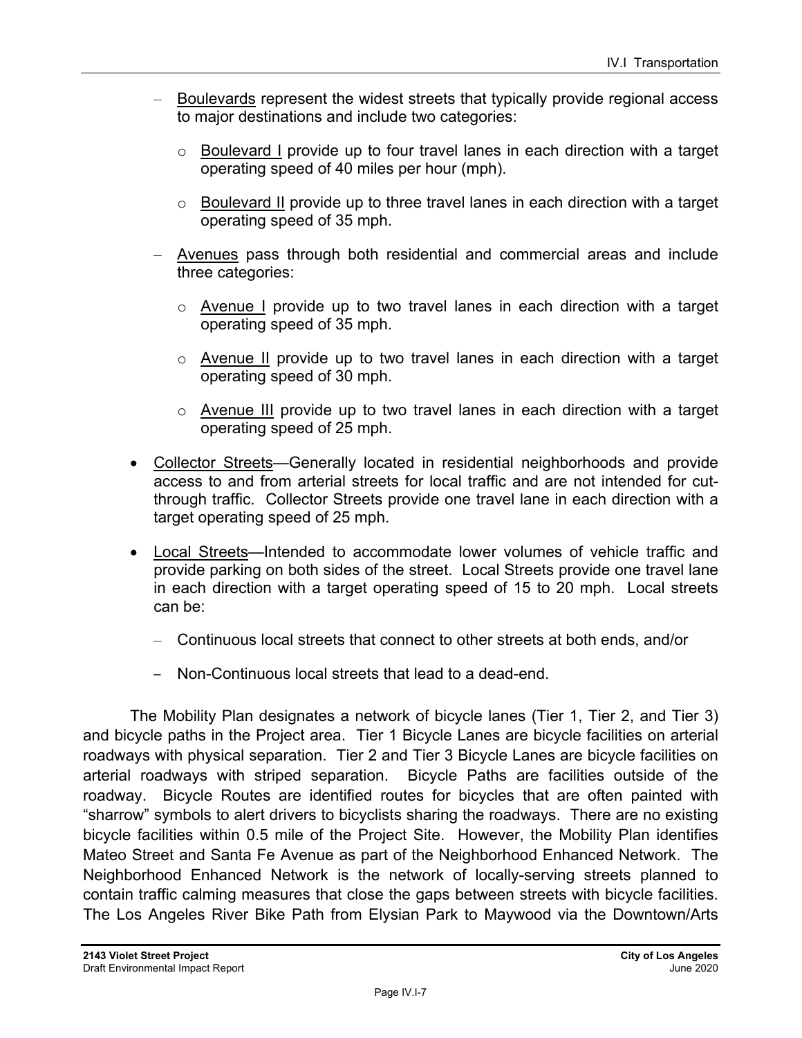- <u>Boulevards</u> represent the widest streets that typically provide regional access to major destinations and include two categories:
  - <u>Boulevard I</u> provide up to four travel lanes in each direction with a target operating speed of 40 miles per hour (mph).
  - <u>Boulevard II</u> provide up to three travel lanes in each direction with a target operating speed of 35 mph.
- <u>Avenues</u> pass through both residential and commercial areas and include three categories:
  - <u>Avenue I</u> provide up to two travel lanes in each direction with a target operating speed of 35 mph.
  - <u>Avenue II</u> provide up to two travel lanes in each direction with a target operating speed of 30 mph.
  - <u>Avenue III</u> provide up to two travel lanes in each direction with a target operating speed of 25 mph.

- <u>Collector Streets</u>—Generally located in residential neighborhoods and provide access to and from arterial streets for local traffic and are not intended for cut-through traffic. Collector Streets provide one travel lane in each direction with a target operating speed of 25 mph.
- <u>Local Streets</u>—Intended to accommodate lower volumes of vehicle traffic and provide parking on both sides of the street. Local Streets provide one travel lane in each direction with a target operating speed of 15 to 20 mph. Local streets can be:
  - Continuous local streets that connect to other streets at both ends, and/or
  - Non-Continuous local streets that lead to a dead-end.

The Mobility Plan designates a network of bicycle lanes (Tier 1, Tier 2, and Tier 3) and bicycle paths in the Project area. Tier 1 Bicycle Lanes are bicycle facilities on arterial roadways with physical separation. Tier 2 and Tier 3 Bicycle Lanes are bicycle facilities on arterial roadways with striped separation. Bicycle Paths are facilities outside of the roadway. Bicycle Routes are identified routes for bicycles that are often painted with "sharrow" symbols to alert drivers to bicyclists sharing the roadways. There are no existing bicycle facilities within 0.5 mile of the Project Site. However, the Mobility Plan identifies Mateo Street and Santa Fe Avenue as part of the Neighborhood Enhanced Network. The Neighborhood Enhanced Network is the network of locally-serving streets planned to contain traffic calming measures that close the gaps between streets with bicycle facilities. The Los Angeles River Bike Path from Elysian Park to Maywood via the Downtown/Arts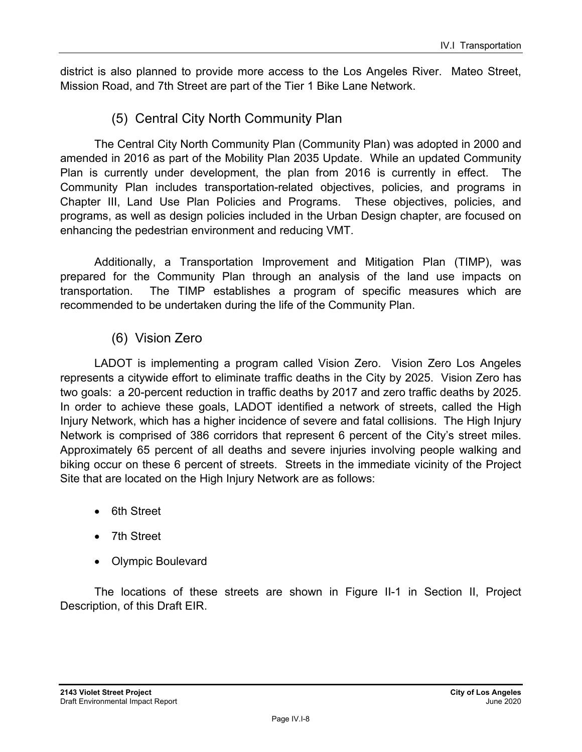district is also planned to provide more access to the Los Angeles River. Mateo Street, Mission Road, and 7th Street are part of the Tier 1 Bike Lane Network.

### (5) Central City North Community Plan

The Central City North Community Plan (Community Plan) was adopted in 2000 and amended in 2016 as part of the Mobility Plan 2035 Update. While an updated Community Plan is currently under development, the plan from 2016 is currently in effect. The Community Plan includes transportation-related objectives, policies, and programs in Chapter III, Land Use Plan Policies and Programs. These objectives, policies, and programs, as well as design policies included in the Urban Design chapter, are focused on enhancing the pedestrian environment and reducing VMT.

Additionally, a Transportation Improvement and Mitigation Plan (TIMP), was prepared for the Community Plan through an analysis of the land use impacts on transportation. The TIMP establishes a program of specific measures which are recommended to be undertaken during the life of the Community Plan.

### (6) Vision Zero

LADOT is implementing a program called Vision Zero. Vision Zero Los Angeles represents a citywide effort to eliminate traffic deaths in the City by 2025. Vision Zero has two goals: a 20-percent reduction in traffic deaths by 2017 and zero traffic deaths by 2025. In order to achieve these goals, LADOT identified a network of streets, called the High Injury Network, which has a higher incidence of severe and fatal collisions. The High Injury Network is comprised of 386 corridors that represent 6 percent of the City's street miles. Approximately 65 percent of all deaths and severe injuries involving people walking and biking occur on these 6 percent of streets. Streets in the immediate vicinity of the Project Site that are located on the High Injury Network are as follows:

- 6th Street
- 7th Street
- Olympic Boulevard

The locations of these streets are shown in Figure II-1 in Section II, Project Description, of this Draft EIR.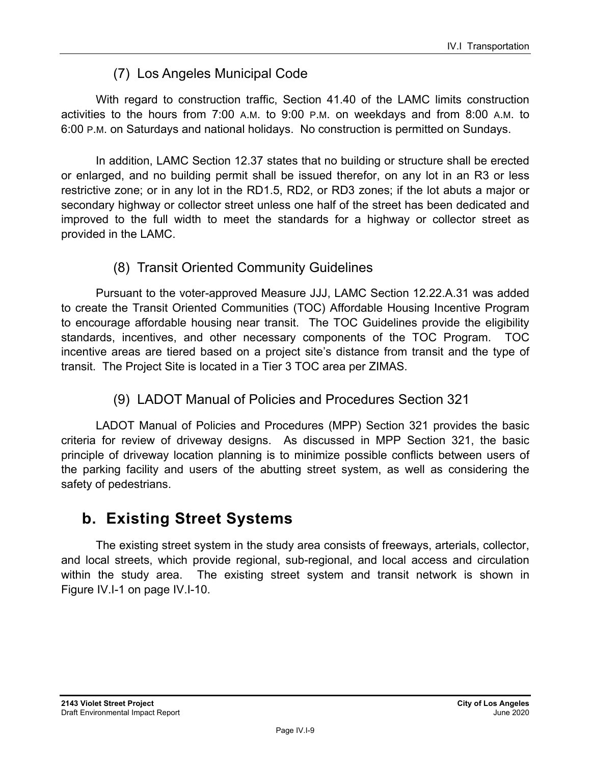### (7) Los Angeles Municipal Code

With regard to construction traffic, Section 41.40 of the LAMC limits construction activities to the hours from 7:00 A.M. to 9:00 P.M. on weekdays and from 8:00 A.M. to 6:00 P.M. on Saturdays and national holidays. No construction is permitted on Sundays.

In addition, LAMC Section 12.37 states that no building or structure shall be erected or enlarged, and no building permit shall be issued therefor, on any lot in an R3 or less restrictive zone; or in any lot in the RD1.5, RD2, or RD3 zones; if the lot abuts a major or secondary highway or collector street unless one half of the street has been dedicated and improved to the full width to meet the standards for a highway or collector street as provided in the LAMC.

### (8) Transit Oriented Community Guidelines

Pursuant to the voter-approved Measure JJJ, LAMC Section 12.22.A.31 was added to create the Transit Oriented Communities (TOC) Affordable Housing Incentive Program to encourage affordable housing near transit. The TOC Guidelines provide the eligibility standards, incentives, and other necessary components of the TOC Program. TOC incentive areas are tiered based on a project site's distance from transit and the type of transit. The Project Site is located in a Tier 3 TOC area per ZIMAS.

### (9) LADOT Manual of Policies and Procedures Section 321

LADOT Manual of Policies and Procedures (MPP) Section 321 provides the basic criteria for review of driveway designs. As discussed in MPP Section 321, the basic principle of driveway location planning is to minimize possible conflicts between users of the parking facility and users of the abutting street system, as well as considering the safety of pedestrians.

## b. Existing Street Systems

The existing street system in the study area consists of freeways, arterials, collector, and local streets, which provide regional, sub-regional, and local access and circulation within the study area. The existing street system and transit network is shown in Figure IV.I-1 on page IV.I-10.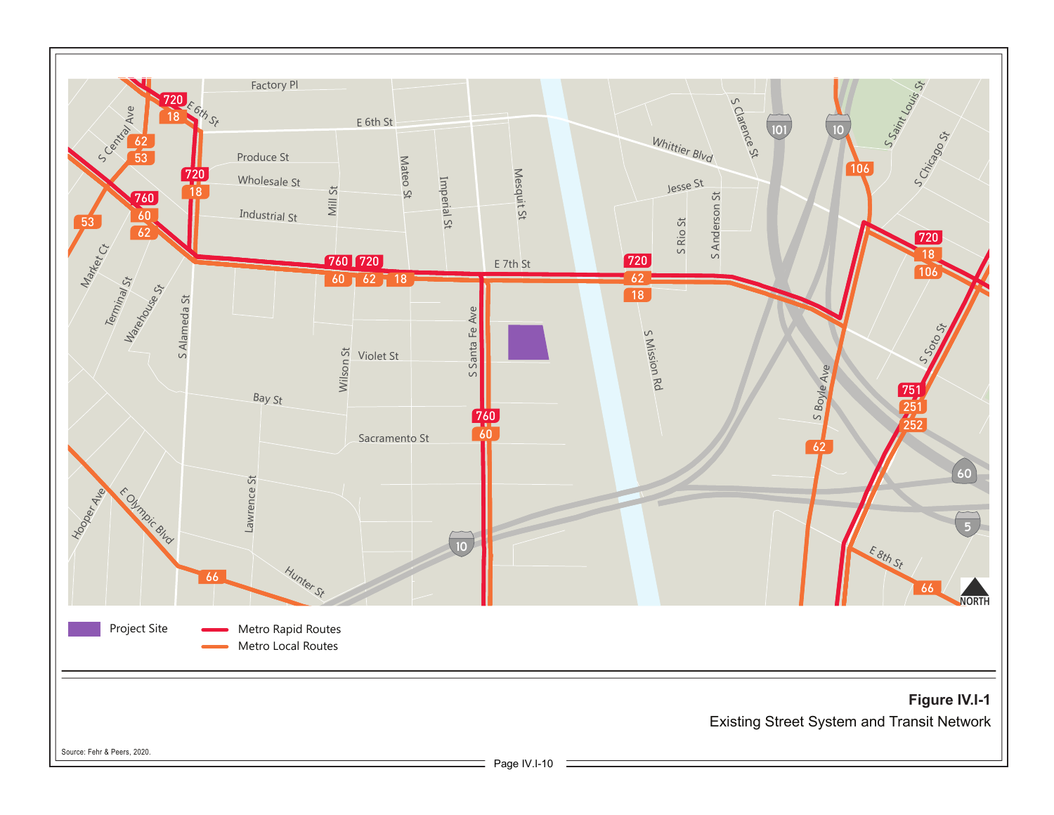Project Site

Metro Rapid Routes

Metro Local Routes

**Figure IV.I-1**

Existing Street System and Transit Network

Source: Fehr & Peers, 2020.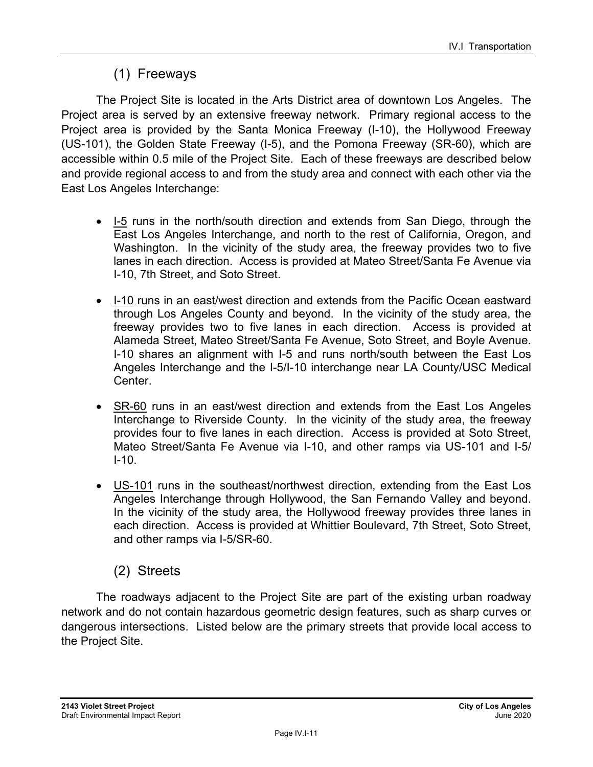### (1) Freeways

The Project Site is located in the Arts District area of downtown Los Angeles. The Project area is served by an extensive freeway network. Primary regional access to the Project area is provided by the Santa Monica Freeway (I-10), the Hollywood Freeway (US-101), the Golden State Freeway (I-5), and the Pomona Freeway (SR-60), which are accessible within 0.5 mile of the Project Site. Each of these freeways are described below and provide regional access to and from the study area and connect with each other via the East Los Angeles Interchange:

- I-5 runs in the north/south direction and extends from San Diego, through the East Los Angeles Interchange, and north to the rest of California, Oregon, and Washington. In the vicinity of the study area, the freeway provides two to five lanes in each direction. Access is provided at Mateo Street/Santa Fe Avenue via I-10, 7th Street, and Soto Street.
- I-10 runs in an east/west direction and extends from the Pacific Ocean eastward through Los Angeles County and beyond. In the vicinity of the study area, the freeway provides two to five lanes in each direction. Access is provided at Alameda Street, Mateo Street/Santa Fe Avenue, Soto Street, and Boyle Avenue. I-10 shares an alignment with I-5 and runs north/south between the East Los Angeles Interchange and the I-5/I-10 interchange near LA County/USC Medical Center.
- SR-60 runs in an east/west direction and extends from the East Los Angeles Interchange to Riverside County. In the vicinity of the study area, the freeway provides four to five lanes in each direction. Access is provided at Soto Street, Mateo Street/Santa Fe Avenue via I-10, and other ramps via US-101 and I-5/I-10.
- US-101 runs in the southeast/northwest direction, extending from the East Los Angeles Interchange through Hollywood, the San Fernando Valley and beyond. In the vicinity of the study area, the Hollywood freeway provides three lanes in each direction. Access is provided at Whittier Boulevard, 7th Street, Soto Street, and other ramps via I-5/SR-60.

### (2) Streets

The roadways adjacent to the Project Site are part of the existing urban roadway network and do not contain hazardous geometric design features, such as sharp curves or dangerous intersections. Listed below are the primary streets that provide local access to the Project Site.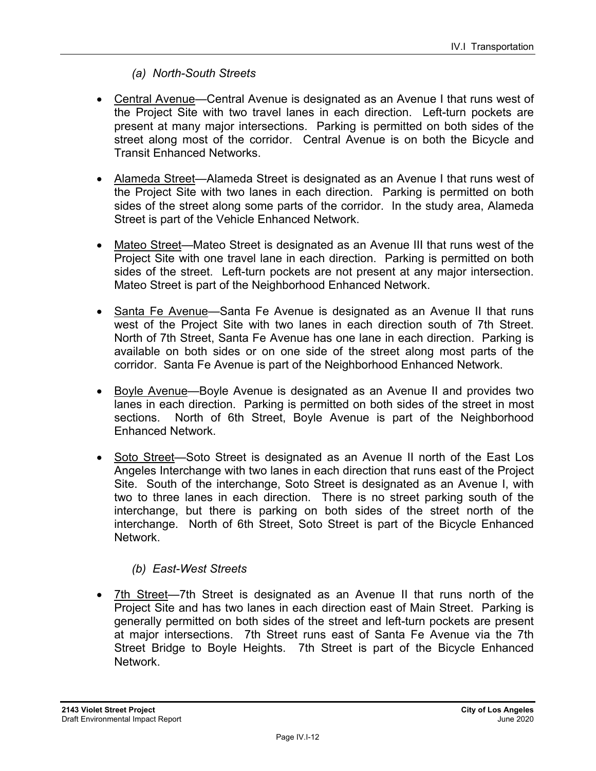*(a) North-South Streets*

- Central Avenue—Central Avenue is designated as an Avenue I that runs west of the Project Site with two travel lanes in each direction. Left-turn pockets are present at many major intersections. Parking is permitted on both sides of the street along most of the corridor. Central Avenue is on both the Bicycle and Transit Enhanced Networks.
- Alameda Street—Alameda Street is designated as an Avenue I that runs west of the Project Site with two lanes in each direction. Parking is permitted on both sides of the street along some parts of the corridor. In the study area, Alameda Street is part of the Vehicle Enhanced Network.
- Mateo Street—Mateo Street is designated as an Avenue III that runs west of the Project Site with one travel lane in each direction. Parking is permitted on both sides of the street. Left-turn pockets are not present at any major intersection. Mateo Street is part of the Neighborhood Enhanced Network.
- Santa Fe Avenue—Santa Fe Avenue is designated as an Avenue II that runs west of the Project Site with two lanes in each direction south of 7th Street. North of 7th Street, Santa Fe Avenue has one lane in each direction. Parking is available on both sides or on one side of the street along most parts of the corridor. Santa Fe Avenue is part of the Neighborhood Enhanced Network.
- Boyle Avenue—Boyle Avenue is designated as an Avenue II and provides two lanes in each direction. Parking is permitted on both sides of the street in most sections. North of 6th Street, Boyle Avenue is part of the Neighborhood Enhanced Network.
- Soto Street—Soto Street is designated as an Avenue II north of the East Los Angeles Interchange with two lanes in each direction that runs east of the Project Site. South of the interchange, Soto Street is designated as an Avenue I, with two to three lanes in each direction. There is no street parking south of the interchange, but there is parking on both sides of the street north of the interchange. North of 6th Street, Soto Street is part of the Bicycle Enhanced Network.

*(b) East-West Streets*

- 7th Street—7th Street is designated as an Avenue II that runs north of the Project Site and has two lanes in each direction east of Main Street. Parking is generally permitted on both sides of the street and left-turn pockets are present at major intersections. 7th Street runs east of Santa Fe Avenue via the 7th Street Bridge to Boyle Heights. 7th Street is part of the Bicycle Enhanced Network.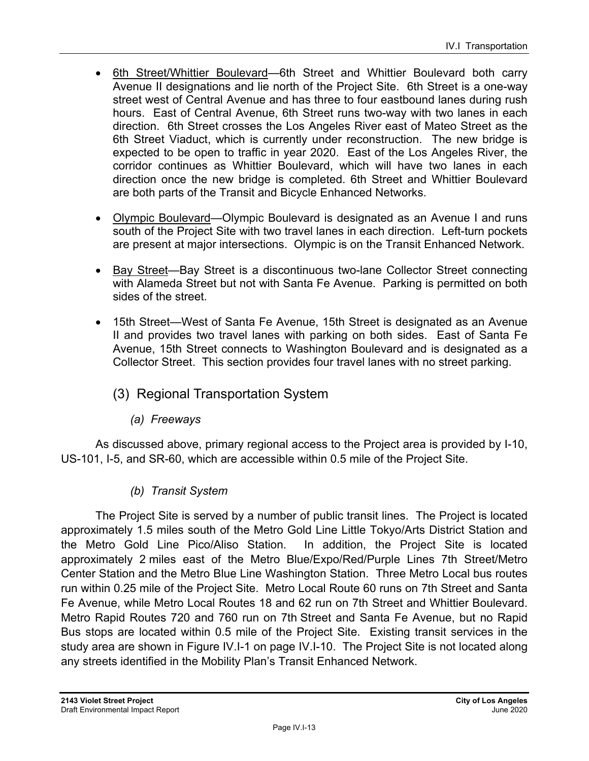- 6th Street/Whittier Boulevard—6th Street and Whittier Boulevard both carry Avenue II designations and lie north of the Project Site. 6th Street is a one-way street west of Central Avenue and has three to four eastbound lanes during rush hours. East of Central Avenue, 6th Street runs two-way with two lanes in each direction. 6th Street crosses the Los Angeles River east of Mateo Street as the 6th Street Viaduct, which is currently under reconstruction. The new bridge is expected to be open to traffic in year 2020. East of the Los Angeles River, the corridor continues as Whittier Boulevard, which will have two lanes in each direction once the new bridge is completed. 6th Street and Whittier Boulevard are both parts of the Transit and Bicycle Enhanced Networks.

- Olympic Boulevard—Olympic Boulevard is designated as an Avenue I and runs south of the Project Site with two travel lanes in each direction. Left-turn pockets are present at major intersections. Olympic is on the Transit Enhanced Network.

- Bay Street—Bay Street is a discontinuous two-lane Collector Street connecting with Alameda Street but not with Santa Fe Avenue. Parking is permitted on both sides of the street.

- 15th Street—West of Santa Fe Avenue, 15th Street is designated as an Avenue II and provides two travel lanes with parking on both sides. East of Santa Fe Avenue, 15th Street connects to Washington Boulevard and is designated as a Collector Street. This section provides four travel lanes with no street parking.

## (3) Regional Transportation System

### *(a) Freeways*

As discussed above, primary regional access to the Project area is provided by I-10, US-101, I-5, and SR-60, which are accessible within 0.5 mile of the Project Site.

### *(b) Transit System*

The Project Site is served by a number of public transit lines. The Project is located approximately 1.5 miles south of the Metro Gold Line Little Tokyo/Arts District Station and the Metro Gold Line Pico/Aliso Station. In addition, the Project Site is located approximately 2 miles east of the Metro Blue/Expo/Red/Purple Lines 7th Street/Metro Center Station and the Metro Blue Line Washington Station. Three Metro Local bus routes run within 0.25 mile of the Project Site. Metro Local Route 60 runs on 7th Street and Santa Fe Avenue, while Metro Local Routes 18 and 62 run on 7th Street and Whittier Boulevard. Metro Rapid Routes 720 and 760 run on 7th Street and Santa Fe Avenue, but no Rapid Bus stops are located within 0.5 mile of the Project Site. Existing transit services in the study area are shown in Figure IV.I-1 on page IV.I-10. The Project Site is not located along any streets identified in the Mobility Plan's Transit Enhanced Network.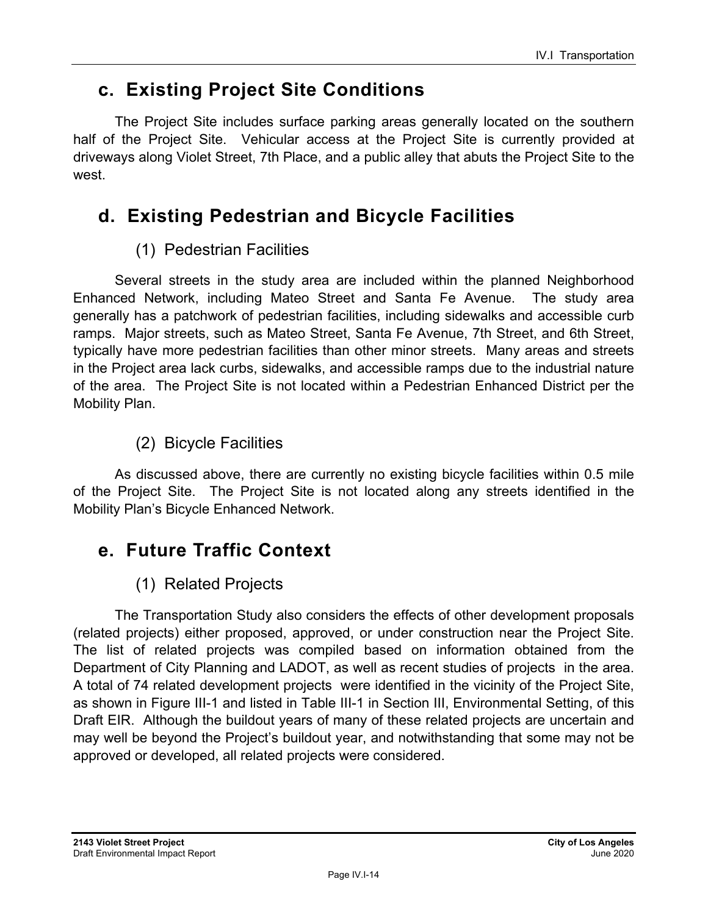## c. Existing Project Site Conditions

The Project Site includes surface parking areas generally located on the southern half of the Project Site. Vehicular access at the Project Site is currently provided at driveways along Violet Street, 7th Place, and a public alley that abuts the Project Site to the west.

## d. Existing Pedestrian and Bicycle Facilities

### (1) Pedestrian Facilities

Several streets in the study area are included within the planned Neighborhood Enhanced Network, including Mateo Street and Santa Fe Avenue. The study area generally has a patchwork of pedestrian facilities, including sidewalks and accessible curb ramps. Major streets, such as Mateo Street, Santa Fe Avenue, 7th Street, and 6th Street, typically have more pedestrian facilities than other minor streets. Many areas and streets in the Project area lack curbs, sidewalks, and accessible ramps due to the industrial nature of the area. The Project Site is not located within a Pedestrian Enhanced District per the Mobility Plan.

### (2) Bicycle Facilities

As discussed above, there are currently no existing bicycle facilities within 0.5 mile of the Project Site. The Project Site is not located along any streets identified in the Mobility Plan's Bicycle Enhanced Network.

## e. Future Traffic Context

### (1) Related Projects

The Transportation Study also considers the effects of other development proposals (related projects) either proposed, approved, or under construction near the Project Site. The list of related projects was compiled based on information obtained from the Department of City Planning and LADOT, as well as recent studies of projects in the area. A total of 74 related development projects were identified in the vicinity of the Project Site, as shown in Figure III-1 and listed in Table III-1 in Section III, Environmental Setting, of this Draft EIR. Although the buildout years of many of these related projects are uncertain and may well be beyond the Project's buildout year, and notwithstanding that some may not be approved or developed, all related projects were considered.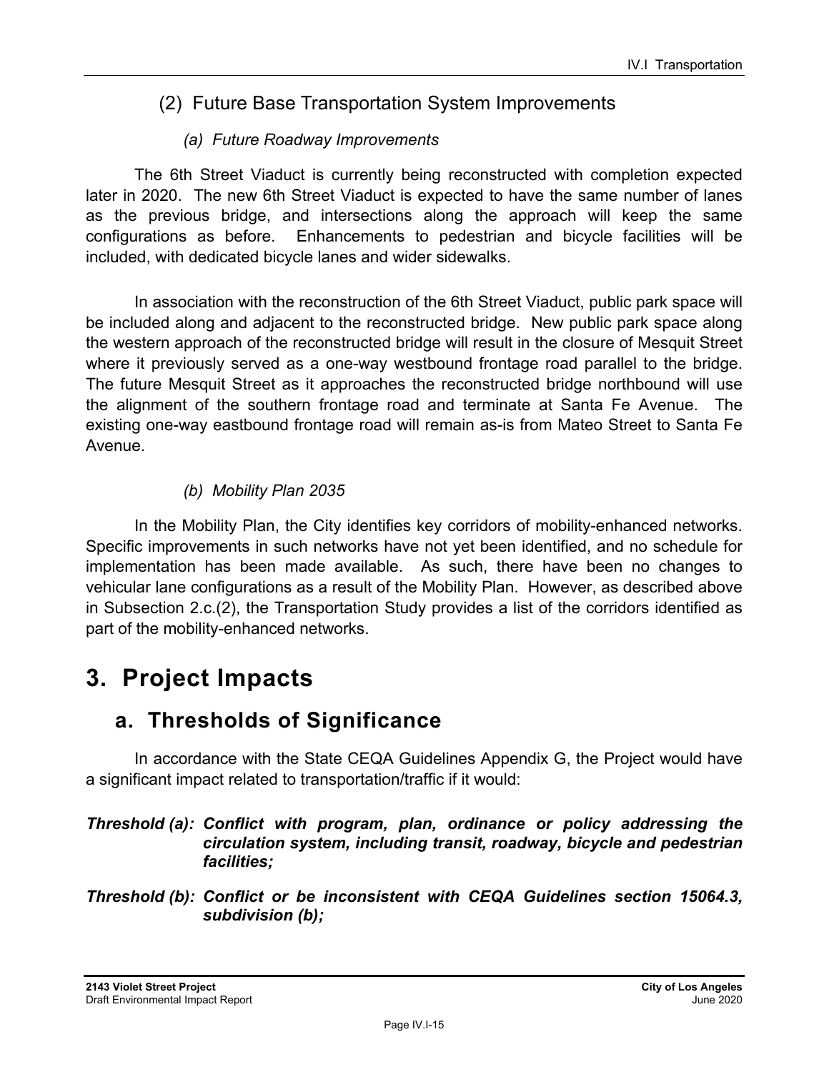### (2) Future Base Transportation System Improvements

#### *(a) Future Roadway Improvements*

The 6th Street Viaduct is currently being reconstructed with completion expected later in 2020. The new 6th Street Viaduct is expected to have the same number of lanes as the previous bridge, and intersections along the approach will keep the same configurations as before. Enhancements to pedestrian and bicycle facilities will be included, with dedicated bicycle lanes and wider sidewalks.

In association with the reconstruction of the 6th Street Viaduct, public park space will be included along and adjacent to the reconstructed bridge. New public park space along the western approach of the reconstructed bridge will result in the closure of Mesquit Street where it previously served as a one-way westbound frontage road parallel to the bridge. The future Mesquit Street as it approaches the reconstructed bridge northbound will use the alignment of the southern frontage road and terminate at Santa Fe Avenue. The existing one-way eastbound frontage road will remain as-is from Mateo Street to Santa Fe Avenue.

#### *(b) Mobility Plan 2035*

In the Mobility Plan, the City identifies key corridors of mobility-enhanced networks. Specific improvements in such networks have not yet been identified, and no schedule for implementation has been made available. As such, there have been no changes to vehicular lane configurations as a result of the Mobility Plan. However, as described above in Subsection 2.c.(2), the Transportation Study provides a list of the corridors identified as part of the mobility-enhanced networks.

# 3. Project Impacts

## a. Thresholds of Significance

In accordance with the State CEQA Guidelines Appendix G, the Project would have a significant impact related to transportation/traffic if it would:

***Threshold (a): Conflict with program, plan, ordinance or policy addressing the circulation system, including transit, roadway, bicycle and pedestrian facilities;***

***Threshold (b): Conflict or be inconsistent with CEQA Guidelines section 15064.3, subdivision (b);***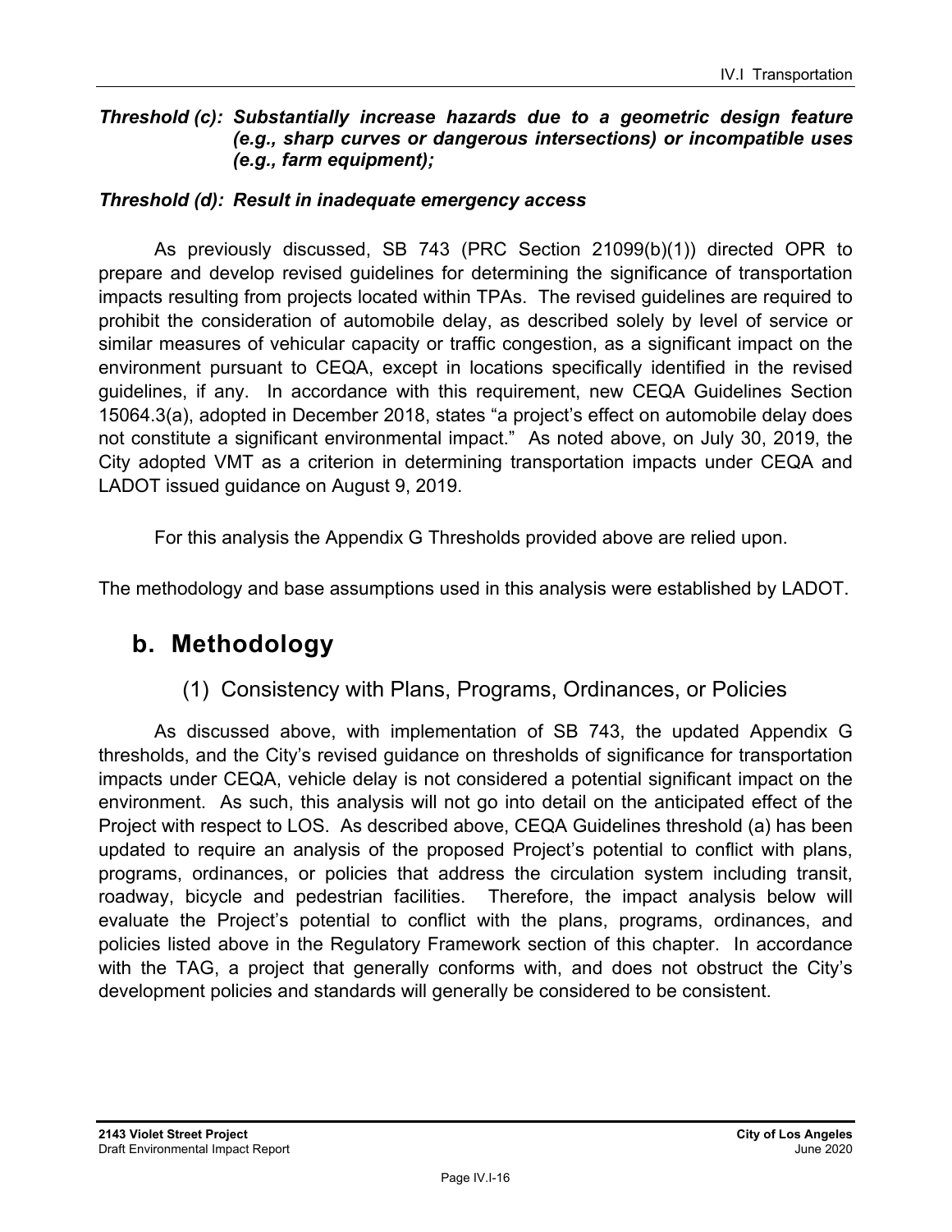***Threshold (c): Substantially increase hazards due to a geometric design feature (e.g., sharp curves or dangerous intersections) or incompatible uses (e.g., farm equipment);***

***Threshold (d): Result in inadequate emergency access***

As previously discussed, SB 743 (PRC Section 21099(b)(1)) directed OPR to prepare and develop revised guidelines for determining the significance of transportation impacts resulting from projects located within TPAs. The revised guidelines are required to prohibit the consideration of automobile delay, as described solely by level of service or similar measures of vehicular capacity or traffic congestion, as a significant impact on the environment pursuant to CEQA, except in locations specifically identified in the revised guidelines, if any. In accordance with this requirement, new CEQA Guidelines Section 15064.3(a), adopted in December 2018, states "a project's effect on automobile delay does not constitute a significant environmental impact." As noted above, on July 30, 2019, the City adopted VMT as a criterion in determining transportation impacts under CEQA and LADOT issued guidance on August 9, 2019.

For this analysis the Appendix G Thresholds provided above are relied upon.

The methodology and base assumptions used in this analysis were established by LADOT.

## b. Methodology

### (1) Consistency with Plans, Programs, Ordinances, or Policies

As discussed above, with implementation of SB 743, the updated Appendix G thresholds, and the City's revised guidance on thresholds of significance for transportation impacts under CEQA, vehicle delay is not considered a potential significant impact on the environment. As such, this analysis will not go into detail on the anticipated effect of the Project with respect to LOS. As described above, CEQA Guidelines threshold (a) has been updated to require an analysis of the proposed Project's potential to conflict with plans, programs, ordinances, or policies that address the circulation system including transit, roadway, bicycle and pedestrian facilities. Therefore, the impact analysis below will evaluate the Project's potential to conflict with the plans, programs, ordinances, and policies listed above in the Regulatory Framework section of this chapter. In accordance with the TAG, a project that generally conforms with, and does not obstruct the City's development policies and standards will generally be considered to be consistent.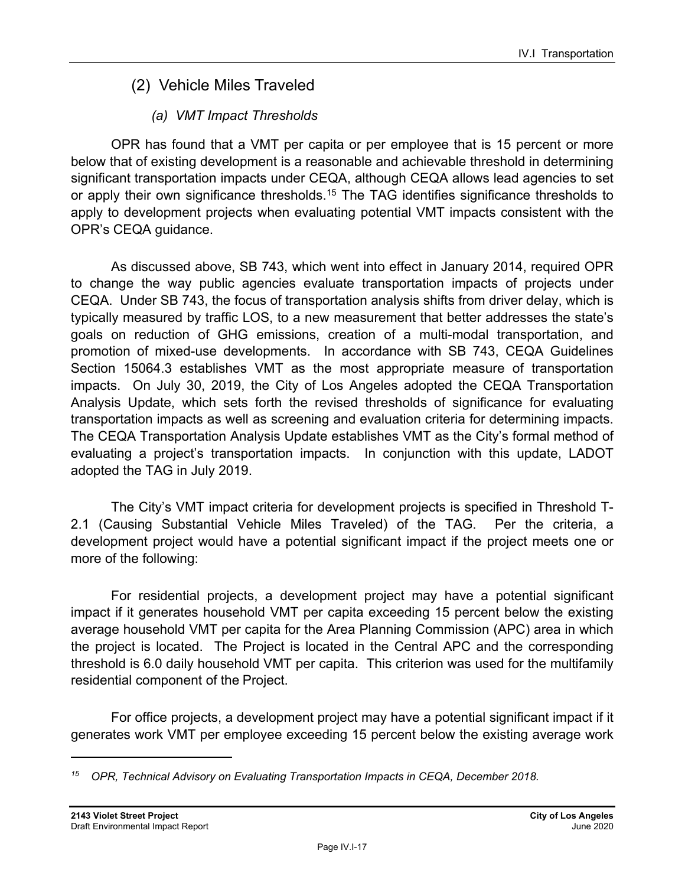## (2) Vehicle Miles Traveled

### *(a) VMT Impact Thresholds*

OPR has found that a VMT per capita or per employee that is 15 percent or more below that of existing development is a reasonable and achievable threshold in determining significant transportation impacts under CEQA, although CEQA allows lead agencies to set or apply their own significance thresholds.[15] The TAG identifies significance thresholds to apply to development projects when evaluating potential VMT impacts consistent with the OPR's CEQA guidance.

As discussed above, SB 743, which went into effect in January 2014, required OPR to change the way public agencies evaluate transportation impacts of projects under CEQA. Under SB 743, the focus of transportation analysis shifts from driver delay, which is typically measured by traffic LOS, to a new measurement that better addresses the state's goals on reduction of GHG emissions, creation of a multi-modal transportation, and promotion of mixed-use developments. In accordance with SB 743, CEQA Guidelines Section 15064.3 establishes VMT as the most appropriate measure of transportation impacts. On July 30, 2019, the City of Los Angeles adopted the CEQA Transportation Analysis Update, which sets forth the revised thresholds of significance for evaluating transportation impacts as well as screening and evaluation criteria for determining impacts. The CEQA Transportation Analysis Update establishes VMT as the City's formal method of evaluating a project's transportation impacts. In conjunction with this update, LADOT adopted the TAG in July 2019.

The City's VMT impact criteria for development projects is specified in Threshold T-2.1 (Causing Substantial Vehicle Miles Traveled) of the TAG. Per the criteria, a development project would have a potential significant impact if the project meets one or more of the following:

For residential projects, a development project may have a potential significant impact if it generates household VMT per capita exceeding 15 percent below the existing average household VMT per capita for the Area Planning Commission (APC) area in which the project is located. The Project is located in the Central APC and the corresponding threshold is 6.0 daily household VMT per capita. This criterion was used for the multifamily residential component of the Project.

For office projects, a development project may have a potential significant impact if it generates work VMT per employee exceeding 15 percent below the existing average work

---

[15] *OPR, Technical Advisory on Evaluating Transportation Impacts in CEQA, December 2018.*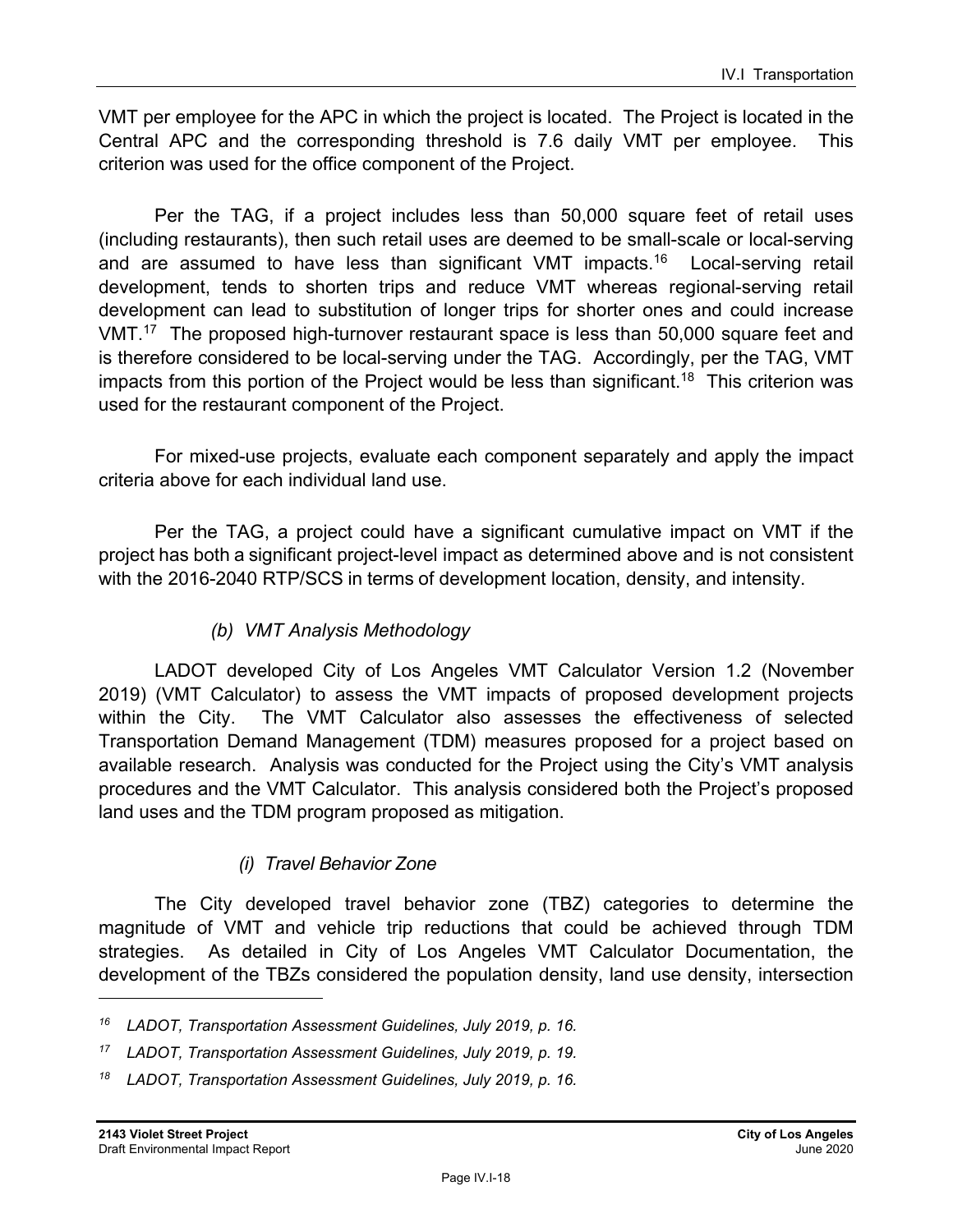VMT per employee for the APC in which the project is located. The Project is located in the Central APC and the corresponding threshold is 7.6 daily VMT per employee. This criterion was used for the office component of the Project.

Per the TAG, if a project includes less than 50,000 square feet of retail uses (including restaurants), then such retail uses are deemed to be small-scale or local-serving and are assumed to have less than significant VMT impacts.[16] Local-serving retail development, tends to shorten trips and reduce VMT whereas regional-serving retail development can lead to substitution of longer trips for shorter ones and could increase VMT.[17] The proposed high-turnover restaurant space is less than 50,000 square feet and is therefore considered to be local-serving under the TAG. Accordingly, per the TAG, VMT impacts from this portion of the Project would be less than significant.[18] This criterion was used for the restaurant component of the Project.

For mixed-use projects, evaluate each component separately and apply the impact criteria above for each individual land use.

Per the TAG, a project could have a significant cumulative impact on VMT if the project has both a significant project-level impact as determined above and is not consistent with the 2016-2040 RTP/SCS in terms of development location, density, and intensity.

*(b) VMT Analysis Methodology*

LADOT developed City of Los Angeles VMT Calculator Version 1.2 (November 2019) (VMT Calculator) to assess the VMT impacts of proposed development projects within the City. The VMT Calculator also assesses the effectiveness of selected Transportation Demand Management (TDM) measures proposed for a project based on available research. Analysis was conducted for the Project using the City's VMT analysis procedures and the VMT Calculator. This analysis considered both the Project's proposed land uses and the TDM program proposed as mitigation.

*(i) Travel Behavior Zone*

The City developed travel behavior zone (TBZ) categories to determine the magnitude of VMT and vehicle trip reductions that could be achieved through TDM strategies. As detailed in City of Los Angeles VMT Calculator Documentation, the development of the TBZs considered the population density, land use density, intersection

---

[16] *LADOT, Transportation Assessment Guidelines, July 2019, p. 16.*

[17] *LADOT, Transportation Assessment Guidelines, July 2019, p. 19.*

[18] *LADOT, Transportation Assessment Guidelines, July 2019, p. 16.*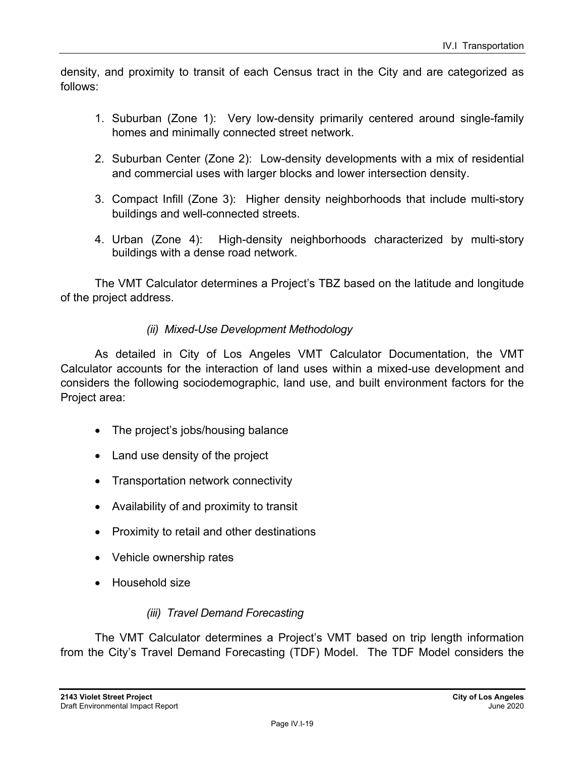density, and proximity to transit of each Census tract in the City and are categorized as follows:

1. Suburban (Zone 1): Very low-density primarily centered around single-family homes and minimally connected street network.
2. Suburban Center (Zone 2): Low-density developments with a mix of residential and commercial uses with larger blocks and lower intersection density.
3. Compact Infill (Zone 3): Higher density neighborhoods that include multi-story buildings and well-connected streets.
4. Urban (Zone 4): High-density neighborhoods characterized by multi-story buildings with a dense road network.

The VMT Calculator determines a Project's TBZ based on the latitude and longitude of the project address.

*(ii) Mixed-Use Development Methodology*

As detailed in City of Los Angeles VMT Calculator Documentation, the VMT Calculator accounts for the interaction of land uses within a mixed-use development and considers the following sociodemographic, land use, and built environment factors for the Project area:

- The project's jobs/housing balance
- Land use density of the project
- Transportation network connectivity
- Availability of and proximity to transit
- Proximity to retail and other destinations
- Vehicle ownership rates
- Household size

*(iii) Travel Demand Forecasting*

The VMT Calculator determines a Project's VMT based on trip length information from the City's Travel Demand Forecasting (TDF) Model. The TDF Model considers the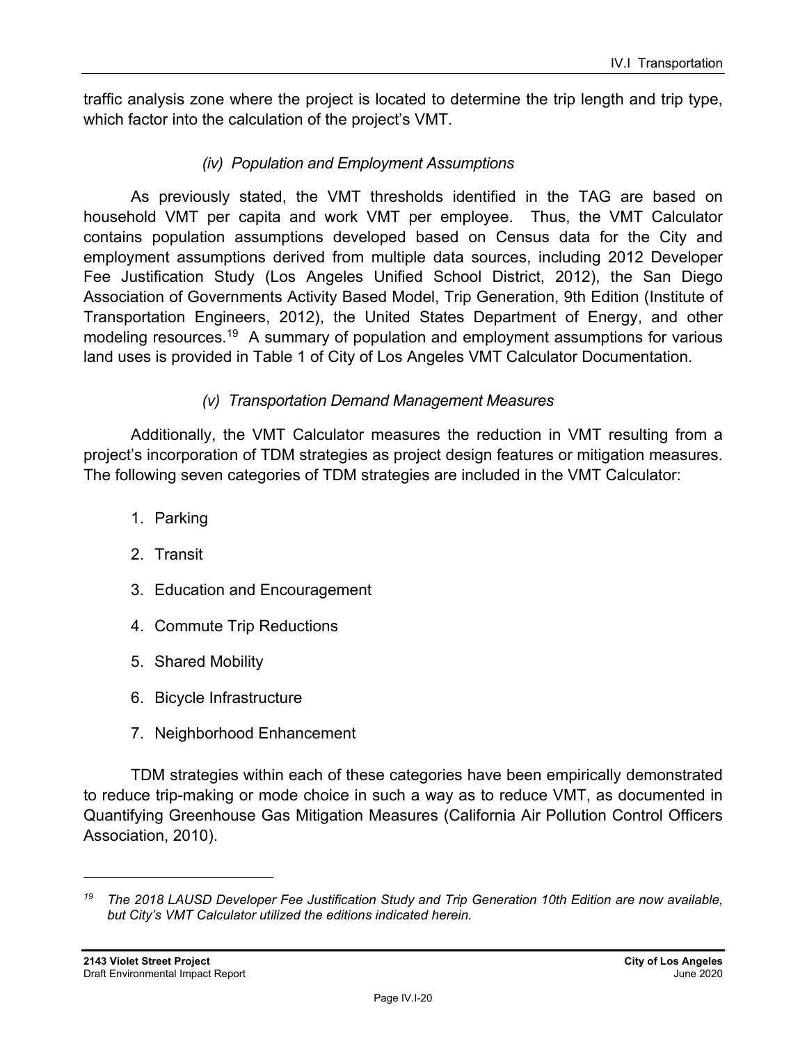traffic analysis zone where the project is located to determine the trip length and trip type, which factor into the calculation of the project's VMT.

*(iv) Population and Employment Assumptions*

As previously stated, the VMT thresholds identified in the TAG are based on household VMT per capita and work VMT per employee. Thus, the VMT Calculator contains population assumptions developed based on Census data for the City and employment assumptions derived from multiple data sources, including 2012 Developer Fee Justification Study (Los Angeles Unified School District, 2012), the San Diego Association of Governments Activity Based Model, Trip Generation, 9th Edition (Institute of Transportation Engineers, 2012), the United States Department of Energy, and other modeling resources.[19] A summary of population and employment assumptions for various land uses is provided in Table 1 of City of Los Angeles VMT Calculator Documentation.

*(v) Transportation Demand Management Measures*

Additionally, the VMT Calculator measures the reduction in VMT resulting from a project's incorporation of TDM strategies as project design features or mitigation measures. The following seven categories of TDM strategies are included in the VMT Calculator:

1. Parking
2. Transit
3. Education and Encouragement
4. Commute Trip Reductions
5. Shared Mobility
6. Bicycle Infrastructure
7. Neighborhood Enhancement

TDM strategies within each of these categories have been empirically demonstrated to reduce trip-making or mode choice in such a way as to reduce VMT, as documented in Quantifying Greenhouse Gas Mitigation Measures (California Air Pollution Control Officers Association, 2010).

---

[19] *The 2018 LAUSD Developer Fee Justification Study and Trip Generation 10th Edition are now available, but City's VMT Calculator utilized the editions indicated herein.*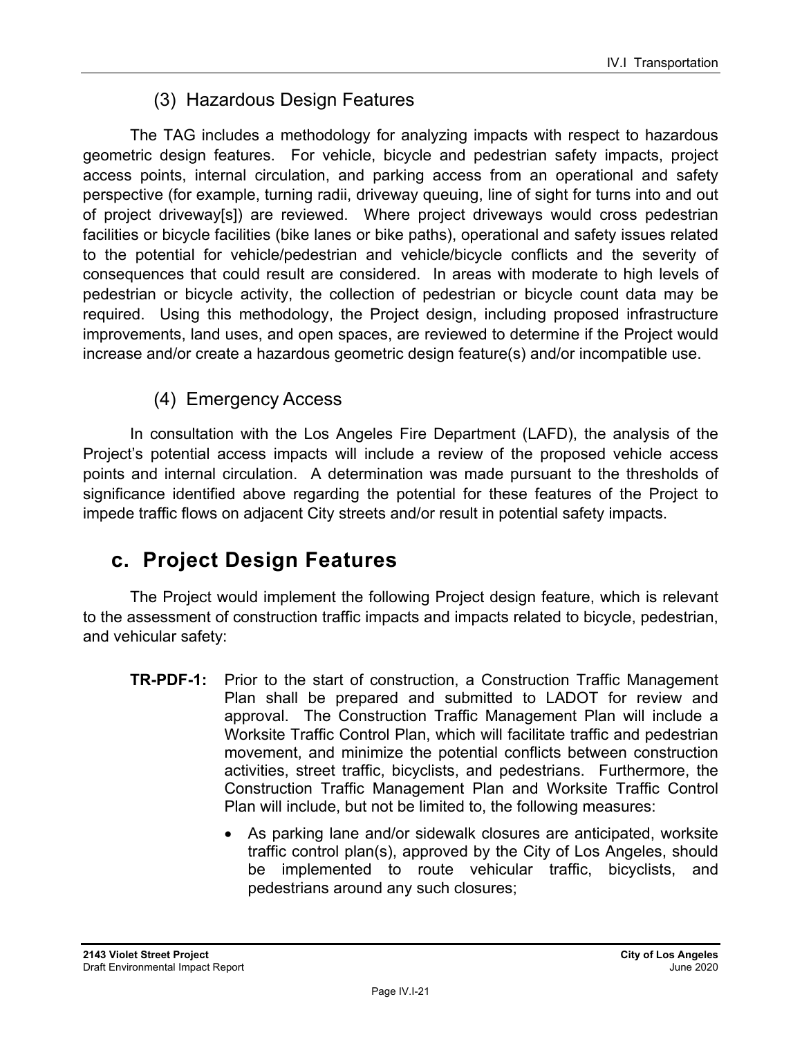### (3) Hazardous Design Features

The TAG includes a methodology for analyzing impacts with respect to hazardous geometric design features. For vehicle, bicycle and pedestrian safety impacts, project access points, internal circulation, and parking access from an operational and safety perspective (for example, turning radii, driveway queuing, line of sight for turns into and out of project driveway[s]) are reviewed. Where project driveways would cross pedestrian facilities or bicycle facilities (bike lanes or bike paths), operational and safety issues related to the potential for vehicle/pedestrian and vehicle/bicycle conflicts and the severity of consequences that could result are considered. In areas with moderate to high levels of pedestrian or bicycle activity, the collection of pedestrian or bicycle count data may be required. Using this methodology, the Project design, including proposed infrastructure improvements, land uses, and open spaces, are reviewed to determine if the Project would increase and/or create a hazardous geometric design feature(s) and/or incompatible use.

### (4) Emergency Access

In consultation with the Los Angeles Fire Department (LAFD), the analysis of the Project's potential access impacts will include a review of the proposed vehicle access points and internal circulation. A determination was made pursuant to the thresholds of significance identified above regarding the potential for these features of the Project to impede traffic flows on adjacent City streets and/or result in potential safety impacts.

## c. Project Design Features

The Project would implement the following Project design feature, which is relevant to the assessment of construction traffic impacts and impacts related to bicycle, pedestrian, and vehicular safety:

**TR-PDF-1:** Prior to the start of construction, a Construction Traffic Management Plan shall be prepared and submitted to LADOT for review and approval. The Construction Traffic Management Plan will include a Worksite Traffic Control Plan, which will facilitate traffic and pedestrian movement, and minimize the potential conflicts between construction activities, street traffic, bicyclists, and pedestrians. Furthermore, the Construction Traffic Management Plan and Worksite Traffic Control Plan will include, but not be limited to, the following measures:

- As parking lane and/or sidewalk closures are anticipated, worksite traffic control plan(s), approved by the City of Los Angeles, should be implemented to route vehicular traffic, bicyclists, and pedestrians around any such closures;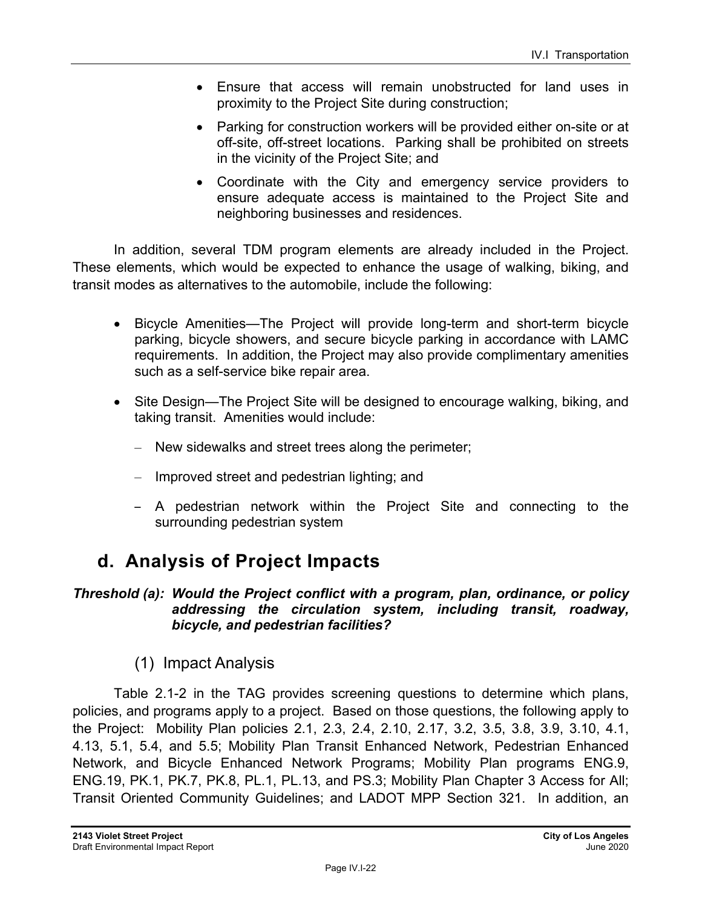- Ensure that access will remain unobstructed for land uses in proximity to the Project Site during construction;
- Parking for construction workers will be provided either on-site or at off-site, off-street locations. Parking shall be prohibited on streets in the vicinity of the Project Site; and
- Coordinate with the City and emergency service providers to ensure adequate access is maintained to the Project Site and neighboring businesses and residences.

In addition, several TDM program elements are already included in the Project. These elements, which would be expected to enhance the usage of walking, biking, and transit modes as alternatives to the automobile, include the following:

- Bicycle Amenities—The Project will provide long-term and short-term bicycle parking, bicycle showers, and secure bicycle parking in accordance with LAMC requirements. In addition, the Project may also provide complimentary amenities such as a self-service bike repair area.
- Site Design—The Project Site will be designed to encourage walking, biking, and taking transit. Amenities would include:
  - New sidewalks and street trees along the perimeter;
  - Improved street and pedestrian lighting; and
  - A pedestrian network within the Project Site and connecting to the surrounding pedestrian system

## d. Analysis of Project Impacts

***Threshold (a): Would the Project conflict with a program, plan, ordinance, or policy addressing the circulation system, including transit, roadway, bicycle, and pedestrian facilities?***

### (1) Impact Analysis

Table 2.1-2 in the TAG provides screening questions to determine which plans, policies, and programs apply to a project. Based on those questions, the following apply to the Project: Mobility Plan policies 2.1, 2.3, 2.4, 2.10, 2.17, 3.2, 3.5, 3.8, 3.9, 3.10, 4.1, 4.13, 5.1, 5.4, and 5.5; Mobility Plan Transit Enhanced Network, Pedestrian Enhanced Network, and Bicycle Enhanced Network Programs; Mobility Plan programs ENG.9, ENG.19, PK.1, PK.7, PK.8, PL.1, PL.13, and PS.3; Mobility Plan Chapter 3 Access for All; Transit Oriented Community Guidelines; and LADOT MPP Section 321. In addition, an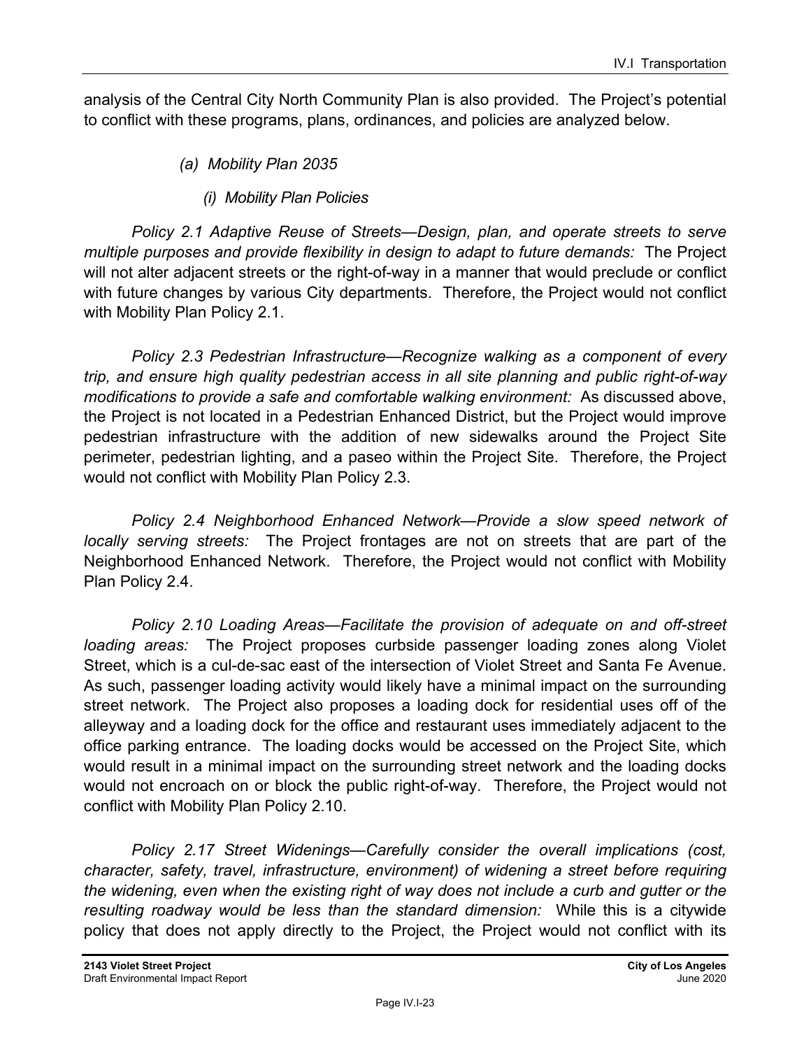analysis of the Central City North Community Plan is also provided. The Project's potential to conflict with these programs, plans, ordinances, and policies are analyzed below.

*(a) Mobility Plan 2035*

*(i) Mobility Plan Policies*

*Policy 2.1 Adaptive Reuse of Streets—Design, plan, and operate streets to serve multiple purposes and provide flexibility in design to adapt to future demands:* The Project will not alter adjacent streets or the right-of-way in a manner that would preclude or conflict with future changes by various City departments. Therefore, the Project would not conflict with Mobility Plan Policy 2.1.

*Policy 2.3 Pedestrian Infrastructure—Recognize walking as a component of every trip, and ensure high quality pedestrian access in all site planning and public right-of-way modifications to provide a safe and comfortable walking environment:* As discussed above, the Project is not located in a Pedestrian Enhanced District, but the Project would improve pedestrian infrastructure with the addition of new sidewalks around the Project Site perimeter, pedestrian lighting, and a paseo within the Project Site. Therefore, the Project would not conflict with Mobility Plan Policy 2.3.

*Policy 2.4 Neighborhood Enhanced Network—Provide a slow speed network of locally serving streets:* The Project frontages are not on streets that are part of the Neighborhood Enhanced Network. Therefore, the Project would not conflict with Mobility Plan Policy 2.4.

*Policy 2.10 Loading Areas—Facilitate the provision of adequate on and off-street loading areas:* The Project proposes curbside passenger loading zones along Violet Street, which is a cul-de-sac east of the intersection of Violet Street and Santa Fe Avenue. As such, passenger loading activity would likely have a minimal impact on the surrounding street network. The Project also proposes a loading dock for residential uses off of the alleyway and a loading dock for the office and restaurant uses immediately adjacent to the office parking entrance. The loading docks would be accessed on the Project Site, which would result in a minimal impact on the surrounding street network and the loading docks would not encroach on or block the public right-of-way. Therefore, the Project would not conflict with Mobility Plan Policy 2.10.

*Policy 2.17 Street Widenings—Carefully consider the overall implications (cost, character, safety, travel, infrastructure, environment) of widening a street before requiring the widening, even when the existing right of way does not include a curb and gutter or the resulting roadway would be less than the standard dimension:* While this is a citywide policy that does not apply directly to the Project, the Project would not conflict with its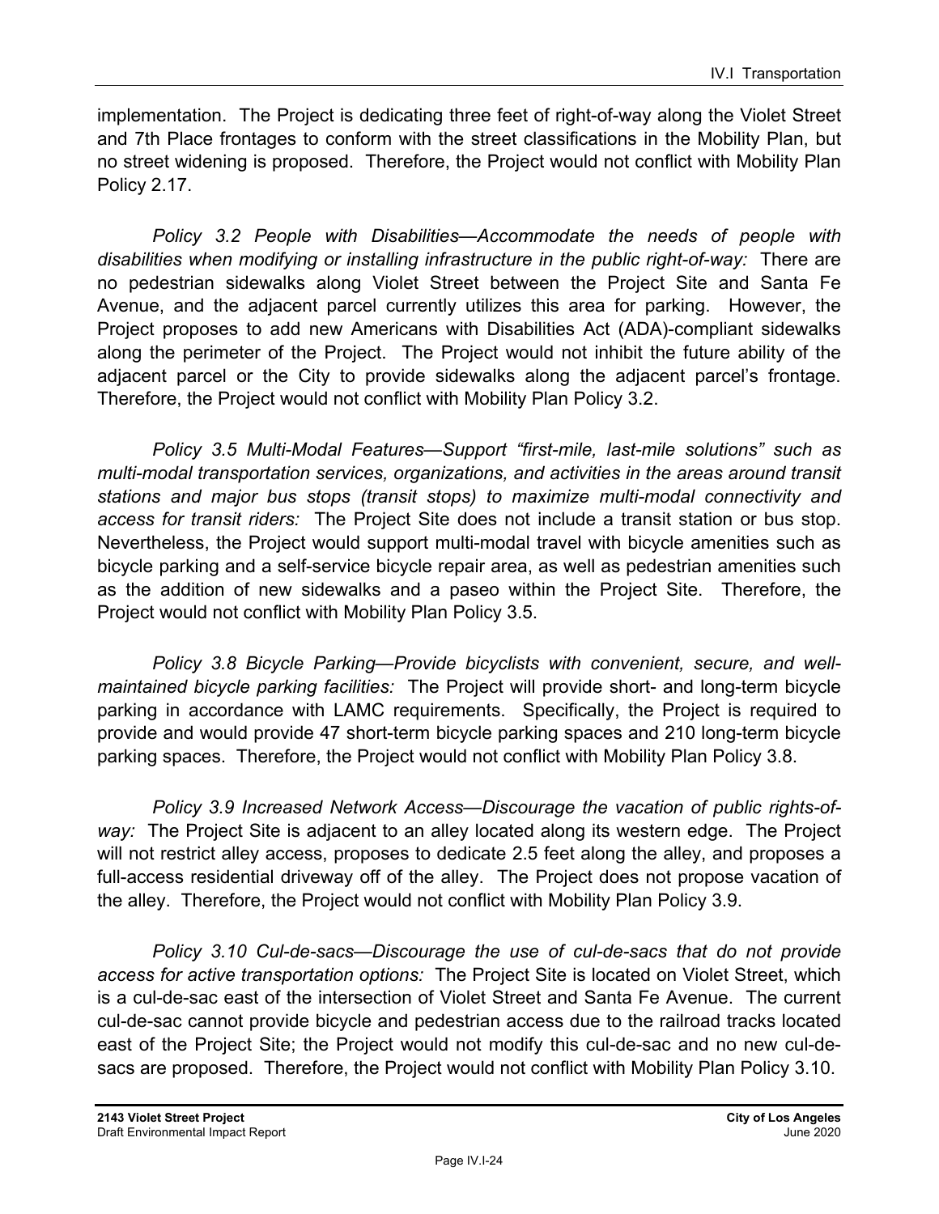implementation. The Project is dedicating three feet of right-of-way along the Violet Street and 7th Place frontages to conform with the street classifications in the Mobility Plan, but no street widening is proposed. Therefore, the Project would not conflict with Mobility Plan Policy 2.17.

*Policy 3.2 People with Disabilities—Accommodate the needs of people with disabilities when modifying or installing infrastructure in the public right-of-way:* There are no pedestrian sidewalks along Violet Street between the Project Site and Santa Fe Avenue, and the adjacent parcel currently utilizes this area for parking. However, the Project proposes to add new Americans with Disabilities Act (ADA)-compliant sidewalks along the perimeter of the Project. The Project would not inhibit the future ability of the adjacent parcel or the City to provide sidewalks along the adjacent parcel's frontage. Therefore, the Project would not conflict with Mobility Plan Policy 3.2.

*Policy 3.5 Multi-Modal Features—Support "first-mile, last-mile solutions" such as multi-modal transportation services, organizations, and activities in the areas around transit stations and major bus stops (transit stops) to maximize multi-modal connectivity and access for transit riders:* The Project Site does not include a transit station or bus stop. Nevertheless, the Project would support multi-modal travel with bicycle amenities such as bicycle parking and a self-service bicycle repair area, as well as pedestrian amenities such as the addition of new sidewalks and a paseo within the Project Site. Therefore, the Project would not conflict with Mobility Plan Policy 3.5.

*Policy 3.8 Bicycle Parking—Provide bicyclists with convenient, secure, and well-maintained bicycle parking facilities:* The Project will provide short- and long-term bicycle parking in accordance with LAMC requirements. Specifically, the Project is required to provide and would provide 47 short-term bicycle parking spaces and 210 long-term bicycle parking spaces. Therefore, the Project would not conflict with Mobility Plan Policy 3.8.

*Policy 3.9 Increased Network Access—Discourage the vacation of public rights-of-way:* The Project Site is adjacent to an alley located along its western edge. The Project will not restrict alley access, proposes to dedicate 2.5 feet along the alley, and proposes a full-access residential driveway off of the alley. The Project does not propose vacation of the alley. Therefore, the Project would not conflict with Mobility Plan Policy 3.9.

*Policy 3.10 Cul-de-sacs—Discourage the use of cul-de-sacs that do not provide access for active transportation options:* The Project Site is located on Violet Street, which is a cul-de-sac east of the intersection of Violet Street and Santa Fe Avenue. The current cul-de-sac cannot provide bicycle and pedestrian access due to the railroad tracks located east of the Project Site; the Project would not modify this cul-de-sac and no new cul-de-sacs are proposed. Therefore, the Project would not conflict with Mobility Plan Policy 3.10.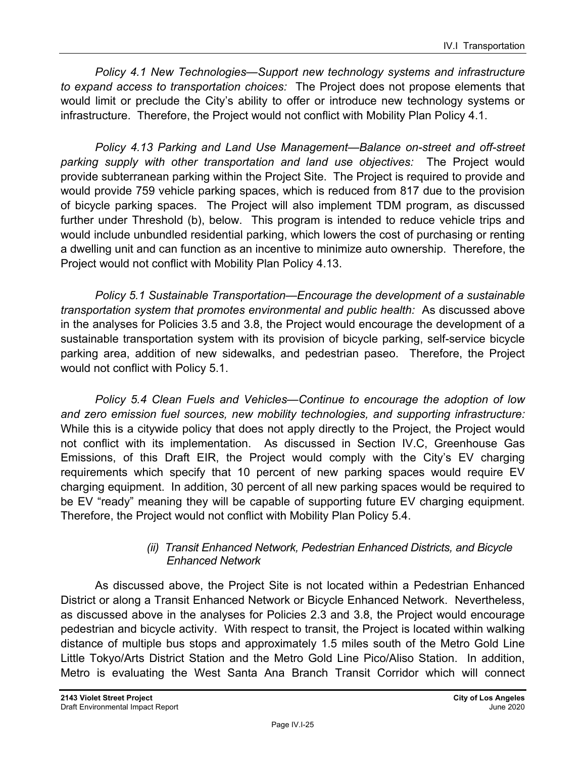*Policy 4.1 New Technologies—Support new technology systems and infrastructure to expand access to transportation choices:* The Project does not propose elements that would limit or preclude the City's ability to offer or introduce new technology systems or infrastructure. Therefore, the Project would not conflict with Mobility Plan Policy 4.1.

*Policy 4.13 Parking and Land Use Management—Balance on-street and off-street parking supply with other transportation and land use objectives:* The Project would provide subterranean parking within the Project Site. The Project is required to provide and would provide 759 vehicle parking spaces, which is reduced from 817 due to the provision of bicycle parking spaces. The Project will also implement TDM program, as discussed further under Threshold (b), below. This program is intended to reduce vehicle trips and would include unbundled residential parking, which lowers the cost of purchasing or renting a dwelling unit and can function as an incentive to minimize auto ownership. Therefore, the Project would not conflict with Mobility Plan Policy 4.13.

*Policy 5.1 Sustainable Transportation—Encourage the development of a sustainable transportation system that promotes environmental and public health:* As discussed above in the analyses for Policies 3.5 and 3.8, the Project would encourage the development of a sustainable transportation system with its provision of bicycle parking, self-service bicycle parking area, addition of new sidewalks, and pedestrian paseo. Therefore, the Project would not conflict with Policy 5.1.

*Policy 5.4 Clean Fuels and Vehicles—Continue to encourage the adoption of low and zero emission fuel sources, new mobility technologies, and supporting infrastructure:* While this is a citywide policy that does not apply directly to the Project, the Project would not conflict with its implementation. As discussed in Section IV.C, Greenhouse Gas Emissions, of this Draft EIR, the Project would comply with the City's EV charging requirements which specify that 10 percent of new parking spaces would require EV charging equipment. In addition, 30 percent of all new parking spaces would be required to be EV "ready" meaning they will be capable of supporting future EV charging equipment. Therefore, the Project would not conflict with Mobility Plan Policy 5.4.

*(ii) Transit Enhanced Network, Pedestrian Enhanced Districts, and Bicycle Enhanced Network*

As discussed above, the Project Site is not located within a Pedestrian Enhanced District or along a Transit Enhanced Network or Bicycle Enhanced Network. Nevertheless, as discussed above in the analyses for Policies 2.3 and 3.8, the Project would encourage pedestrian and bicycle activity. With respect to transit, the Project is located within walking distance of multiple bus stops and approximately 1.5 miles south of the Metro Gold Line Little Tokyo/Arts District Station and the Metro Gold Line Pico/Aliso Station. In addition, Metro is evaluating the West Santa Ana Branch Transit Corridor which will connect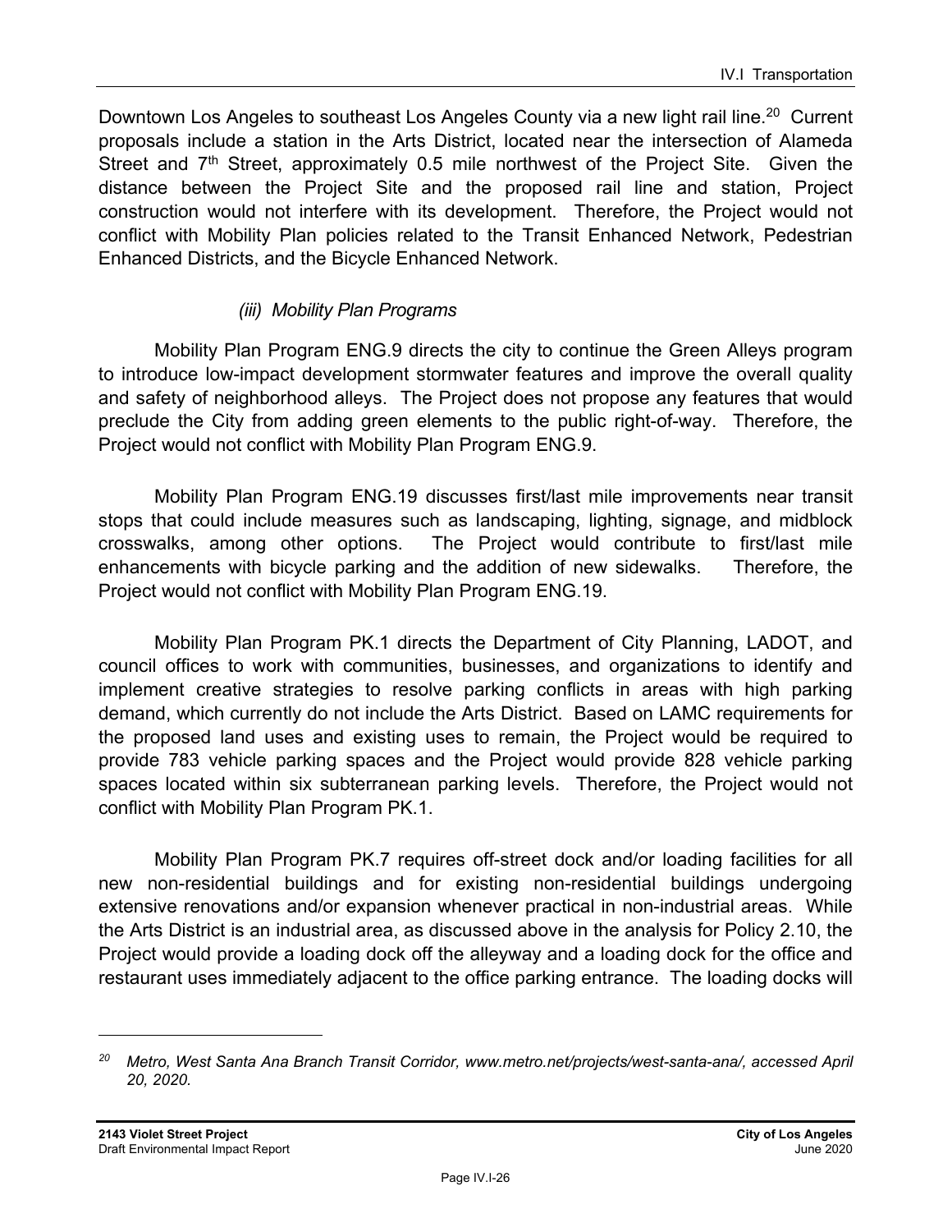Downtown Los Angeles to southeast Los Angeles County via a new light rail line.[20] Current proposals include a station in the Arts District, located near the intersection of Alameda Street and 7th Street, approximately 0.5 mile northwest of the Project Site. Given the distance between the Project Site and the proposed rail line and station, Project construction would not interfere with its development. Therefore, the Project would not conflict with Mobility Plan policies related to the Transit Enhanced Network, Pedestrian Enhanced Districts, and the Bicycle Enhanced Network.

*(iii) Mobility Plan Programs*

Mobility Plan Program ENG.9 directs the city to continue the Green Alleys program to introduce low-impact development stormwater features and improve the overall quality and safety of neighborhood alleys. The Project does not propose any features that would preclude the City from adding green elements to the public right-of-way. Therefore, the Project would not conflict with Mobility Plan Program ENG.9.

Mobility Plan Program ENG.19 discusses first/last mile improvements near transit stops that could include measures such as landscaping, lighting, signage, and midblock crosswalks, among other options. The Project would contribute to first/last mile enhancements with bicycle parking and the addition of new sidewalks. Therefore, the Project would not conflict with Mobility Plan Program ENG.19.

Mobility Plan Program PK.1 directs the Department of City Planning, LADOT, and council offices to work with communities, businesses, and organizations to identify and implement creative strategies to resolve parking conflicts in areas with high parking demand, which currently do not include the Arts District. Based on LAMC requirements for the proposed land uses and existing uses to remain, the Project would be required to provide 783 vehicle parking spaces and the Project would provide 828 vehicle parking spaces located within six subterranean parking levels. Therefore, the Project would not conflict with Mobility Plan Program PK.1.

Mobility Plan Program PK.7 requires off-street dock and/or loading facilities for all new non-residential buildings and for existing non-residential buildings undergoing extensive renovations and/or expansion whenever practical in non-industrial areas. While the Arts District is an industrial area, as discussed above in the analysis for Policy 2.10, the Project would provide a loading dock off the alleyway and a loading dock for the office and restaurant uses immediately adjacent to the office parking entrance. The loading docks will

---

[20] *Metro, West Santa Ana Branch Transit Corridor, www.metro.net/projects/west-santa-ana/, accessed April 20, 2020.*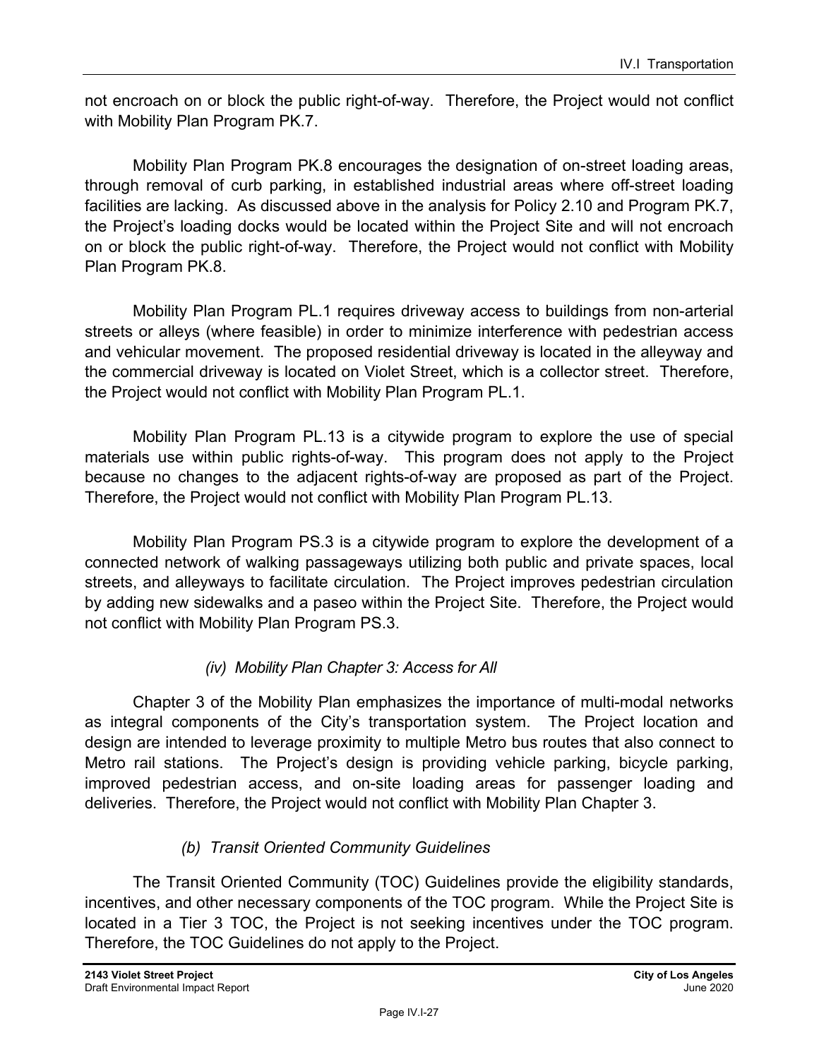not encroach on or block the public right-of-way. Therefore, the Project would not conflict with Mobility Plan Program PK.7.

Mobility Plan Program PK.8 encourages the designation of on-street loading areas, through removal of curb parking, in established industrial areas where off-street loading facilities are lacking. As discussed above in the analysis for Policy 2.10 and Program PK.7, the Project's loading docks would be located within the Project Site and will not encroach on or block the public right-of-way. Therefore, the Project would not conflict with Mobility Plan Program PK.8.

Mobility Plan Program PL.1 requires driveway access to buildings from non-arterial streets or alleys (where feasible) in order to minimize interference with pedestrian access and vehicular movement. The proposed residential driveway is located in the alleyway and the commercial driveway is located on Violet Street, which is a collector street. Therefore, the Project would not conflict with Mobility Plan Program PL.1.

Mobility Plan Program PL.13 is a citywide program to explore the use of special materials use within public rights-of-way. This program does not apply to the Project because no changes to the adjacent rights-of-way are proposed as part of the Project. Therefore, the Project would not conflict with Mobility Plan Program PL.13.

Mobility Plan Program PS.3 is a citywide program to explore the development of a connected network of walking passageways utilizing both public and private spaces, local streets, and alleyways to facilitate circulation. The Project improves pedestrian circulation by adding new sidewalks and a paseo within the Project Site. Therefore, the Project would not conflict with Mobility Plan Program PS.3.

*(iv) Mobility Plan Chapter 3: Access for All*

Chapter 3 of the Mobility Plan emphasizes the importance of multi-modal networks as integral components of the City's transportation system. The Project location and design are intended to leverage proximity to multiple Metro bus routes that also connect to Metro rail stations. The Project's design is providing vehicle parking, bicycle parking, improved pedestrian access, and on-site loading areas for passenger loading and deliveries. Therefore, the Project would not conflict with Mobility Plan Chapter 3.

*(b) Transit Oriented Community Guidelines*

The Transit Oriented Community (TOC) Guidelines provide the eligibility standards, incentives, and other necessary components of the TOC program. While the Project Site is located in a Tier 3 TOC, the Project is not seeking incentives under the TOC program. Therefore, the TOC Guidelines do not apply to the Project.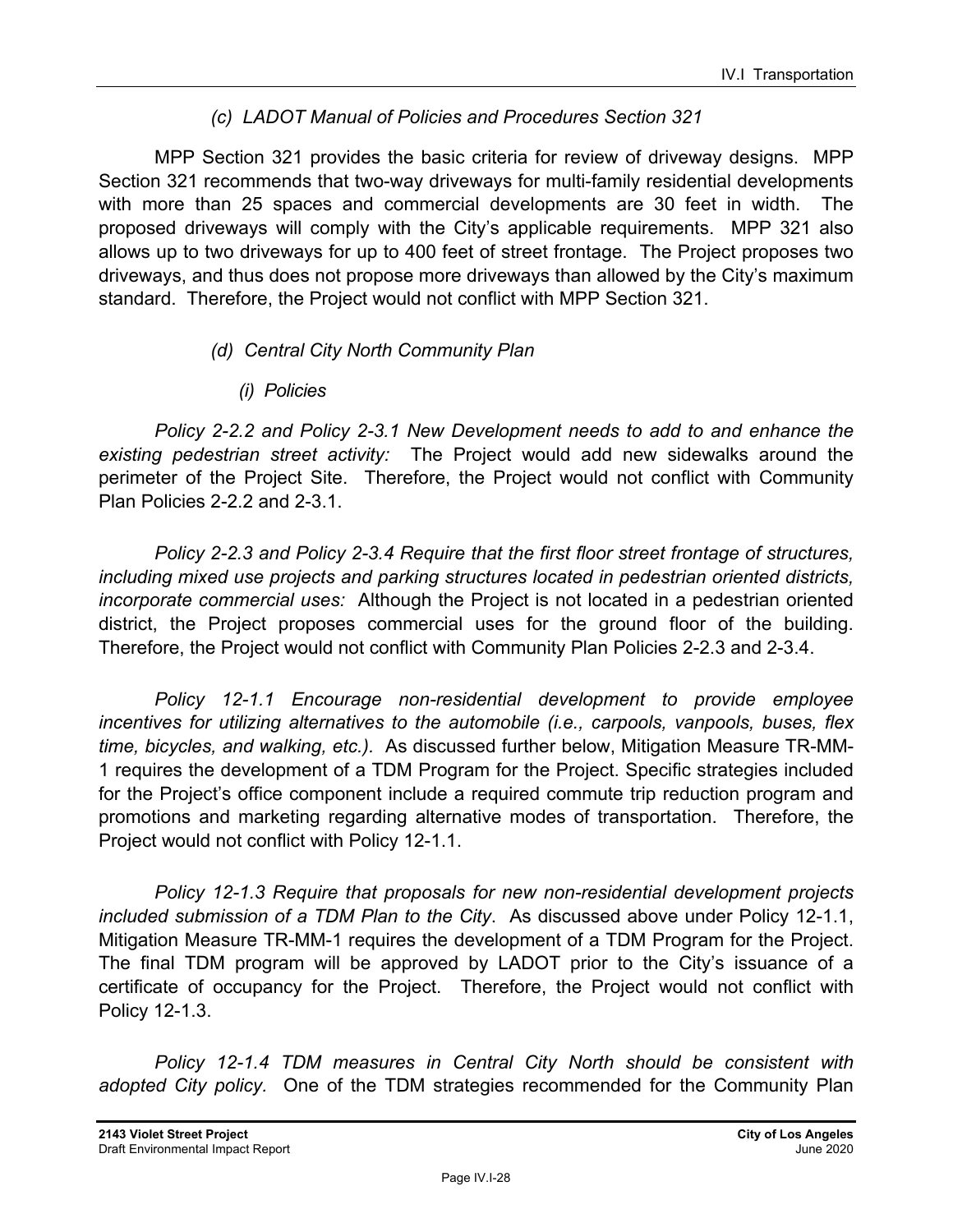### *(c) LADOT Manual of Policies and Procedures Section 321*

MPP Section 321 provides the basic criteria for review of driveway designs. MPP Section 321 recommends that two-way driveways for multi-family residential developments with more than 25 spaces and commercial developments are 30 feet in width. The proposed driveways will comply with the City's applicable requirements. MPP 321 also allows up to two driveways for up to 400 feet of street frontage. The Project proposes two driveways, and thus does not propose more driveways than allowed by the City's maximum standard. Therefore, the Project would not conflict with MPP Section 321.

### *(d) Central City North Community Plan*

#### *(i) Policies*

*Policy 2-2.2 and Policy 2-3.1 New Development needs to add to and enhance the existing pedestrian street activity:* The Project would add new sidewalks around the perimeter of the Project Site. Therefore, the Project would not conflict with Community Plan Policies 2-2.2 and 2-3.1.

*Policy 2-2.3 and Policy 2-3.4 Require that the first floor street frontage of structures, including mixed use projects and parking structures located in pedestrian oriented districts, incorporate commercial uses:* Although the Project is not located in a pedestrian oriented district, the Project proposes commercial uses for the ground floor of the building. Therefore, the Project would not conflict with Community Plan Policies 2-2.3 and 2-3.4.

*Policy 12-1.1 Encourage non-residential development to provide employee incentives for utilizing alternatives to the automobile (i.e., carpools, vanpools, buses, flex time, bicycles, and walking, etc.).* As discussed further below, Mitigation Measure TR-MM-1 requires the development of a TDM Program for the Project. Specific strategies included for the Project's office component include a required commute trip reduction program and promotions and marketing regarding alternative modes of transportation. Therefore, the Project would not conflict with Policy 12-1.1.

*Policy 12-1.3 Require that proposals for new non-residential development projects included submission of a TDM Plan to the City*. As discussed above under Policy 12-1.1, Mitigation Measure TR-MM-1 requires the development of a TDM Program for the Project. The final TDM program will be approved by LADOT prior to the City's issuance of a certificate of occupancy for the Project. Therefore, the Project would not conflict with Policy 12-1.3.

*Policy 12-1.4 TDM measures in Central City North should be consistent with adopted City policy.* One of the TDM strategies recommended for the Community Plan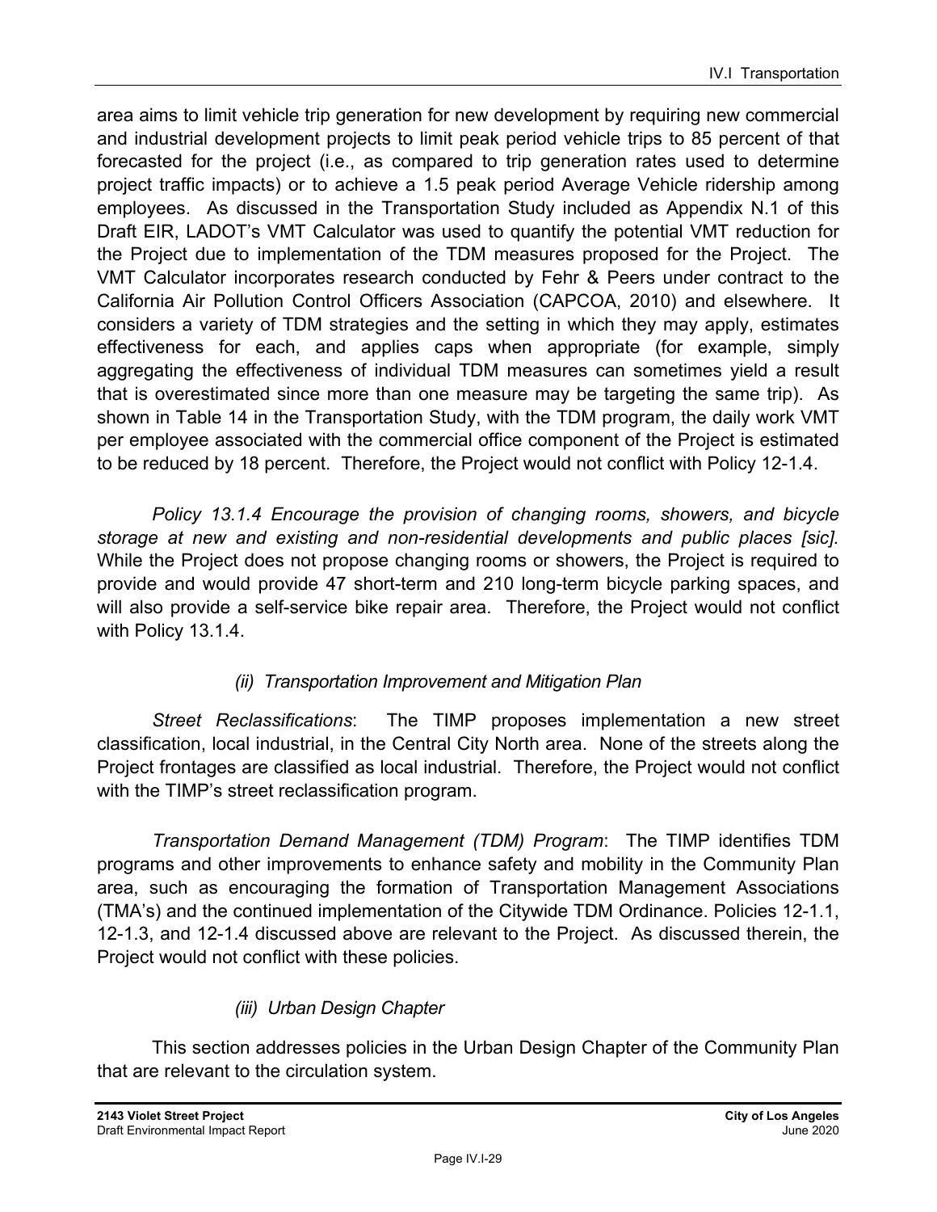area aims to limit vehicle trip generation for new development by requiring new commercial and industrial development projects to limit peak period vehicle trips to 85 percent of that forecasted for the project (i.e., as compared to trip generation rates used to determine project traffic impacts) or to achieve a 1.5 peak period Average Vehicle ridership among employees. As discussed in the Transportation Study included as Appendix N.1 of this Draft EIR, LADOT's VMT Calculator was used to quantify the potential VMT reduction for the Project due to implementation of the TDM measures proposed for the Project. The VMT Calculator incorporates research conducted by Fehr & Peers under contract to the California Air Pollution Control Officers Association (CAPCOA, 2010) and elsewhere. It considers a variety of TDM strategies and the setting in which they may apply, estimates effectiveness for each, and applies caps when appropriate (for example, simply aggregating the effectiveness of individual TDM measures can sometimes yield a result that is overestimated since more than one measure may be targeting the same trip). As shown in Table 14 in the Transportation Study, with the TDM program, the daily work VMT per employee associated with the commercial office component of the Project is estimated to be reduced by 18 percent. Therefore, the Project would not conflict with Policy 12-1.4.

*Policy 13.1.4 Encourage the provision of changing rooms, showers, and bicycle storage at new and existing and non-residential developments and public places [sic].* While the Project does not propose changing rooms or showers, the Project is required to provide and would provide 47 short-term and 210 long-term bicycle parking spaces, and will also provide a self-service bike repair area. Therefore, the Project would not conflict with Policy 13.1.4.

*(ii) Transportation Improvement and Mitigation Plan*

*Street Reclassifications*: The TIMP proposes implementation a new street classification, local industrial, in the Central City North area. None of the streets along the Project frontages are classified as local industrial. Therefore, the Project would not conflict with the TIMP's street reclassification program.

*Transportation Demand Management (TDM) Program*: The TIMP identifies TDM programs and other improvements to enhance safety and mobility in the Community Plan area, such as encouraging the formation of Transportation Management Associations (TMA's) and the continued implementation of the Citywide TDM Ordinance. Policies 12-1.1, 12-1.3, and 12-1.4 discussed above are relevant to the Project. As discussed therein, the Project would not conflict with these policies.

*(iii) Urban Design Chapter*

This section addresses policies in the Urban Design Chapter of the Community Plan that are relevant to the circulation system.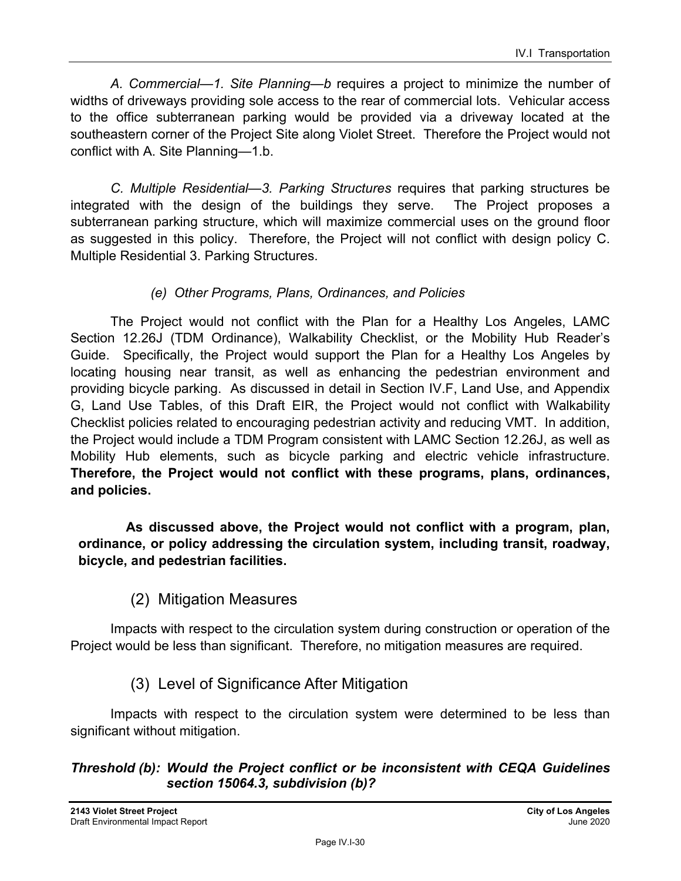*A. Commercial—1. Site Planning—b* requires a project to minimize the number of widths of driveways providing sole access to the rear of commercial lots. Vehicular access to the office subterranean parking would be provided via a driveway located at the southeastern corner of the Project Site along Violet Street. Therefore the Project would not conflict with A. Site Planning—1.b.

*C. Multiple Residential—3. Parking Structures* requires that parking structures be integrated with the design of the buildings they serve. The Project proposes a subterranean parking structure, which will maximize commercial uses on the ground floor as suggested in this policy. Therefore, the Project will not conflict with design policy C. Multiple Residential 3. Parking Structures.

*(e) Other Programs, Plans, Ordinances, and Policies*

The Project would not conflict with the Plan for a Healthy Los Angeles, LAMC Section 12.26J (TDM Ordinance), Walkability Checklist, or the Mobility Hub Reader's Guide. Specifically, the Project would support the Plan for a Healthy Los Angeles by locating housing near transit, as well as enhancing the pedestrian environment and providing bicycle parking. As discussed in detail in Section IV.F, Land Use, and Appendix G, Land Use Tables, of this Draft EIR, the Project would not conflict with Walkability Checklist policies related to encouraging pedestrian activity and reducing VMT. In addition, the Project would include a TDM Program consistent with LAMC Section 12.26J, as well as Mobility Hub elements, such as bicycle parking and electric vehicle infrastructure. **Therefore, the Project would not conflict with these programs, plans, ordinances, and policies.**

**As discussed above, the Project would not conflict with a program, plan, ordinance, or policy addressing the circulation system, including transit, roadway, bicycle, and pedestrian facilities.**

## (2) Mitigation Measures

Impacts with respect to the circulation system during construction or operation of the Project would be less than significant. Therefore, no mitigation measures are required.

## (3) Level of Significance After Mitigation

Impacts with respect to the circulation system were determined to be less than significant without mitigation.

***Threshold (b): Would the Project conflict or be inconsistent with CEQA Guidelines section 15064.3, subdivision (b)?***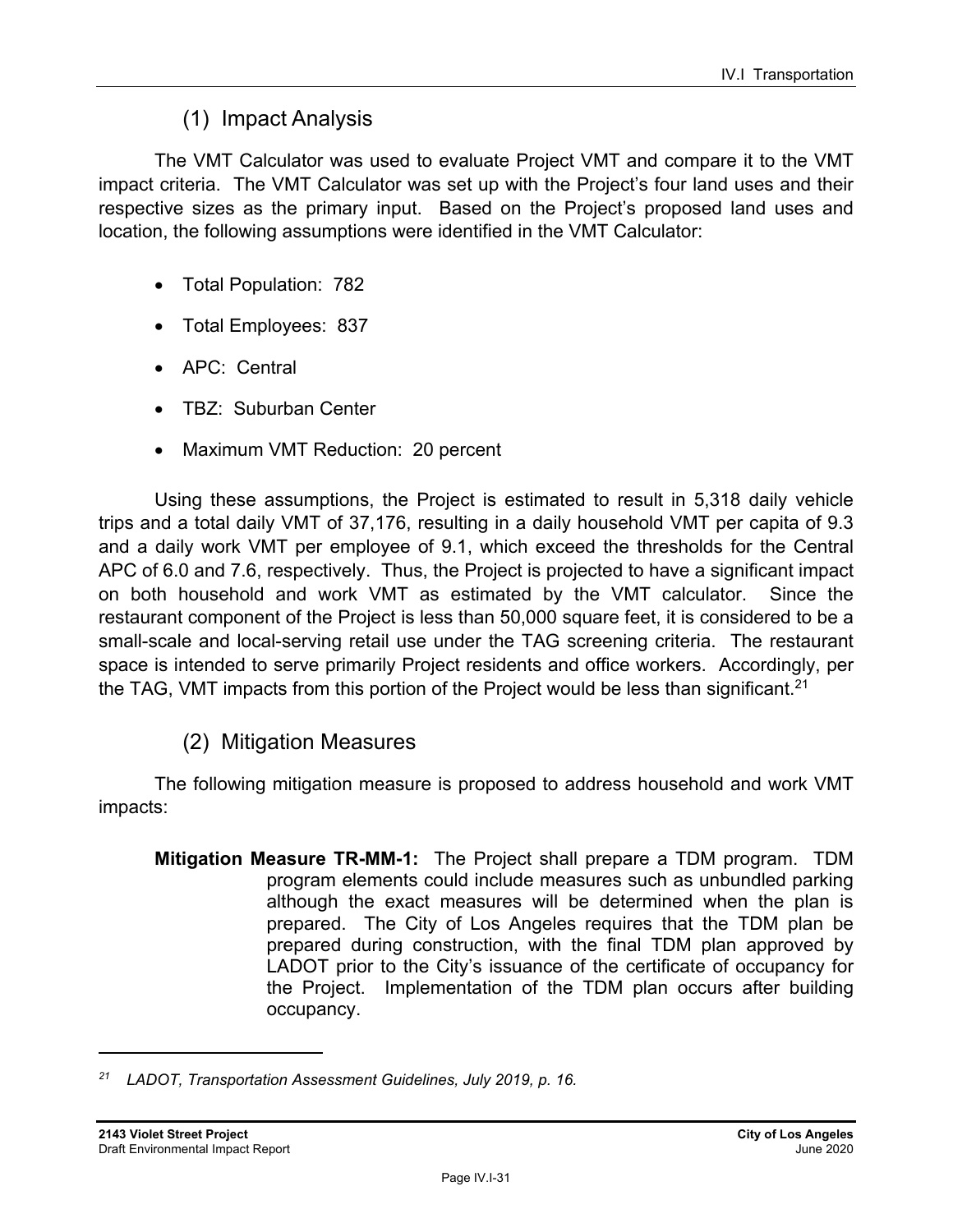### (1) Impact Analysis

The VMT Calculator was used to evaluate Project VMT and compare it to the VMT impact criteria. The VMT Calculator was set up with the Project's four land uses and their respective sizes as the primary input. Based on the Project's proposed land uses and location, the following assumptions were identified in the VMT Calculator:

- Total Population: 782
- Total Employees: 837
- APC: Central
- TBZ: Suburban Center
- Maximum VMT Reduction: 20 percent

Using these assumptions, the Project is estimated to result in 5,318 daily vehicle trips and a total daily VMT of 37,176, resulting in a daily household VMT per capita of 9.3 and a daily work VMT per employee of 9.1, which exceed the thresholds for the Central APC of 6.0 and 7.6, respectively. Thus, the Project is projected to have a significant impact on both household and work VMT as estimated by the VMT calculator. Since the restaurant component of the Project is less than 50,000 square feet, it is considered to be a small-scale and local-serving retail use under the TAG screening criteria. The restaurant space is intended to serve primarily Project residents and office workers. Accordingly, per the TAG, VMT impacts from this portion of the Project would be less than significant.[21]

### (2) Mitigation Measures

The following mitigation measure is proposed to address household and work VMT impacts:

**Mitigation Measure TR-MM-1:** The Project shall prepare a TDM program. TDM program elements could include measures such as unbundled parking although the exact measures will be determined when the plan is prepared. The City of Los Angeles requires that the TDM plan be prepared during construction, with the final TDM plan approved by LADOT prior to the City's issuance of the certificate of occupancy for the Project. Implementation of the TDM plan occurs after building occupancy.

---

[21] *LADOT, Transportation Assessment Guidelines, July 2019, p. 16.*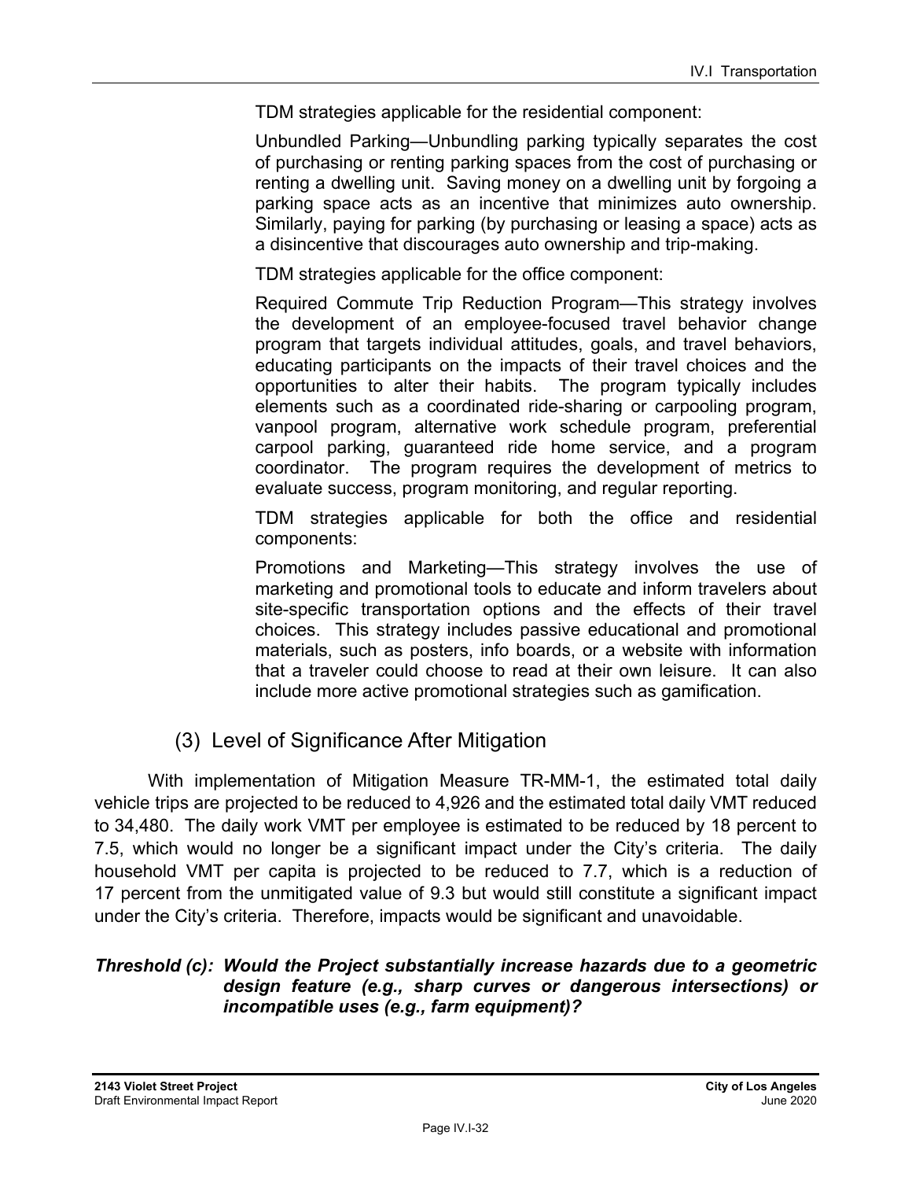TDM strategies applicable for the residential component:

Unbundled Parking—Unbundling parking typically separates the cost of purchasing or renting parking spaces from the cost of purchasing or renting a dwelling unit. Saving money on a dwelling unit by forgoing a parking space acts as an incentive that minimizes auto ownership. Similarly, paying for parking (by purchasing or leasing a space) acts as a disincentive that discourages auto ownership and trip-making.

TDM strategies applicable for the office component:

Required Commute Trip Reduction Program—This strategy involves the development of an employee-focused travel behavior change program that targets individual attitudes, goals, and travel behaviors, educating participants on the impacts of their travel choices and the opportunities to alter their habits. The program typically includes elements such as a coordinated ride-sharing or carpooling program, vanpool program, alternative work schedule program, preferential carpool parking, guaranteed ride home service, and a program coordinator. The program requires the development of metrics to evaluate success, program monitoring, and regular reporting.

TDM strategies applicable for both the office and residential components:

Promotions and Marketing—This strategy involves the use of marketing and promotional tools to educate and inform travelers about site-specific transportation options and the effects of their travel choices. This strategy includes passive educational and promotional materials, such as posters, info boards, or a website with information that a traveler could choose to read at their own leisure. It can also include more active promotional strategies such as gamification.

### (3) Level of Significance After Mitigation

With implementation of Mitigation Measure TR-MM-1, the estimated total daily vehicle trips are projected to be reduced to 4,926 and the estimated total daily VMT reduced to 34,480. The daily work VMT per employee is estimated to be reduced by 18 percent to 7.5, which would no longer be a significant impact under the City's criteria. The daily household VMT per capita is projected to be reduced to 7.7, which is a reduction of 17 percent from the unmitigated value of 9.3 but would still constitute a significant impact under the City's criteria. Therefore, impacts would be significant and unavoidable.

***Threshold (c): Would the Project substantially increase hazards due to a geometric design feature (e.g., sharp curves or dangerous intersections) or incompatible uses (e.g., farm equipment)?***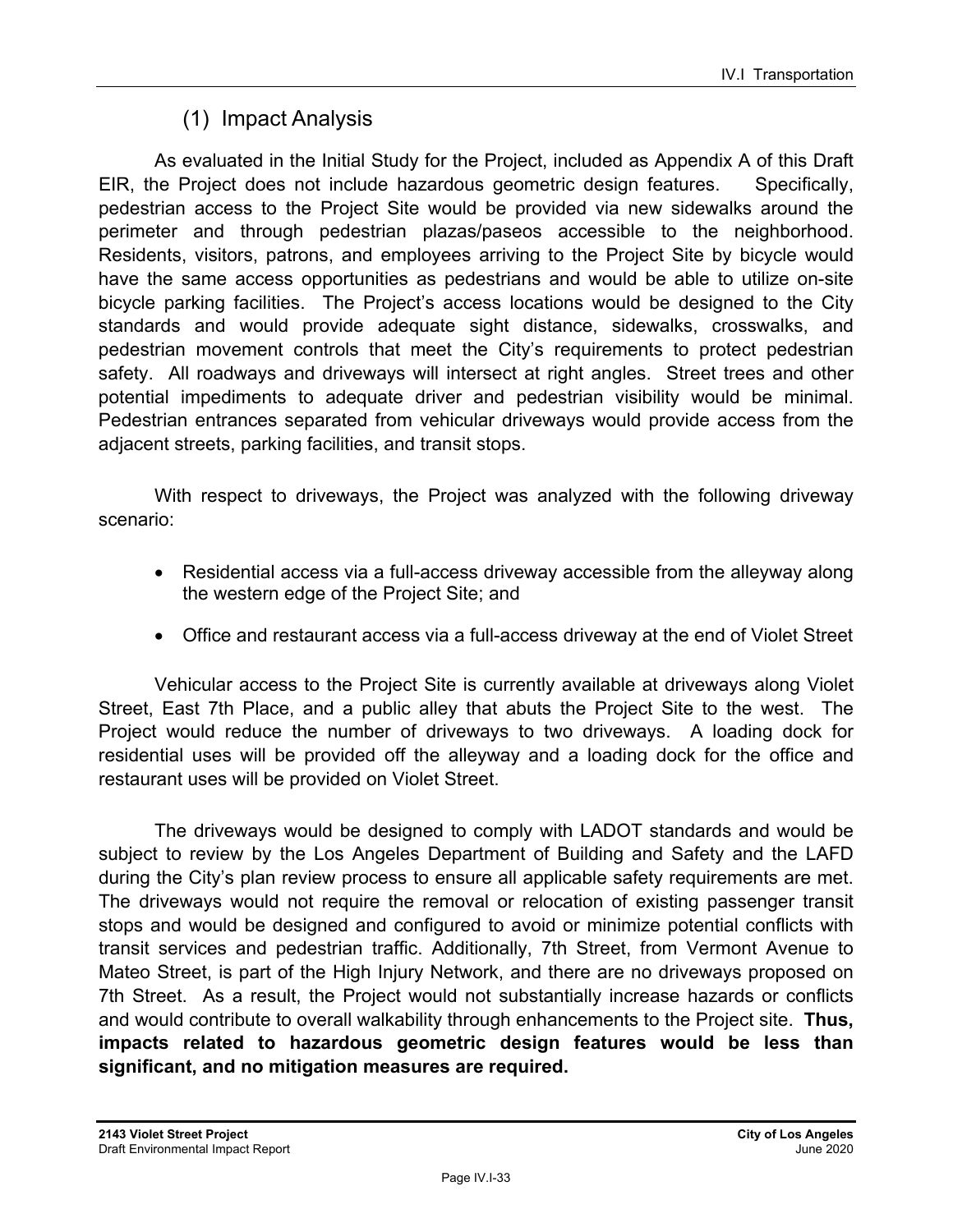### (1) Impact Analysis

As evaluated in the Initial Study for the Project, included as Appendix A of this Draft EIR, the Project does not include hazardous geometric design features. Specifically, pedestrian access to the Project Site would be provided via new sidewalks around the perimeter and through pedestrian plazas/paseos accessible to the neighborhood. Residents, visitors, patrons, and employees arriving to the Project Site by bicycle would have the same access opportunities as pedestrians and would be able to utilize on-site bicycle parking facilities. The Project's access locations would be designed to the City standards and would provide adequate sight distance, sidewalks, crosswalks, and pedestrian movement controls that meet the City's requirements to protect pedestrian safety. All roadways and driveways will intersect at right angles. Street trees and other potential impediments to adequate driver and pedestrian visibility would be minimal. Pedestrian entrances separated from vehicular driveways would provide access from the adjacent streets, parking facilities, and transit stops.

With respect to driveways, the Project was analyzed with the following driveway scenario:

- Residential access via a full-access driveway accessible from the alleyway along the western edge of the Project Site; and
- Office and restaurant access via a full-access driveway at the end of Violet Street

Vehicular access to the Project Site is currently available at driveways along Violet Street, East 7th Place, and a public alley that abuts the Project Site to the west. The Project would reduce the number of driveways to two driveways. A loading dock for residential uses will be provided off the alleyway and a loading dock for the office and restaurant uses will be provided on Violet Street.

The driveways would be designed to comply with LADOT standards and would be subject to review by the Los Angeles Department of Building and Safety and the LAFD during the City's plan review process to ensure all applicable safety requirements are met. The driveways would not require the removal or relocation of existing passenger transit stops and would be designed and configured to avoid or minimize potential conflicts with transit services and pedestrian traffic. Additionally, 7th Street, from Vermont Avenue to Mateo Street, is part of the High Injury Network, and there are no driveways proposed on 7th Street. As a result, the Project would not substantially increase hazards or conflicts and would contribute to overall walkability through enhancements to the Project site. **Thus, impacts related to hazardous geometric design features would be less than significant, and no mitigation measures are required.**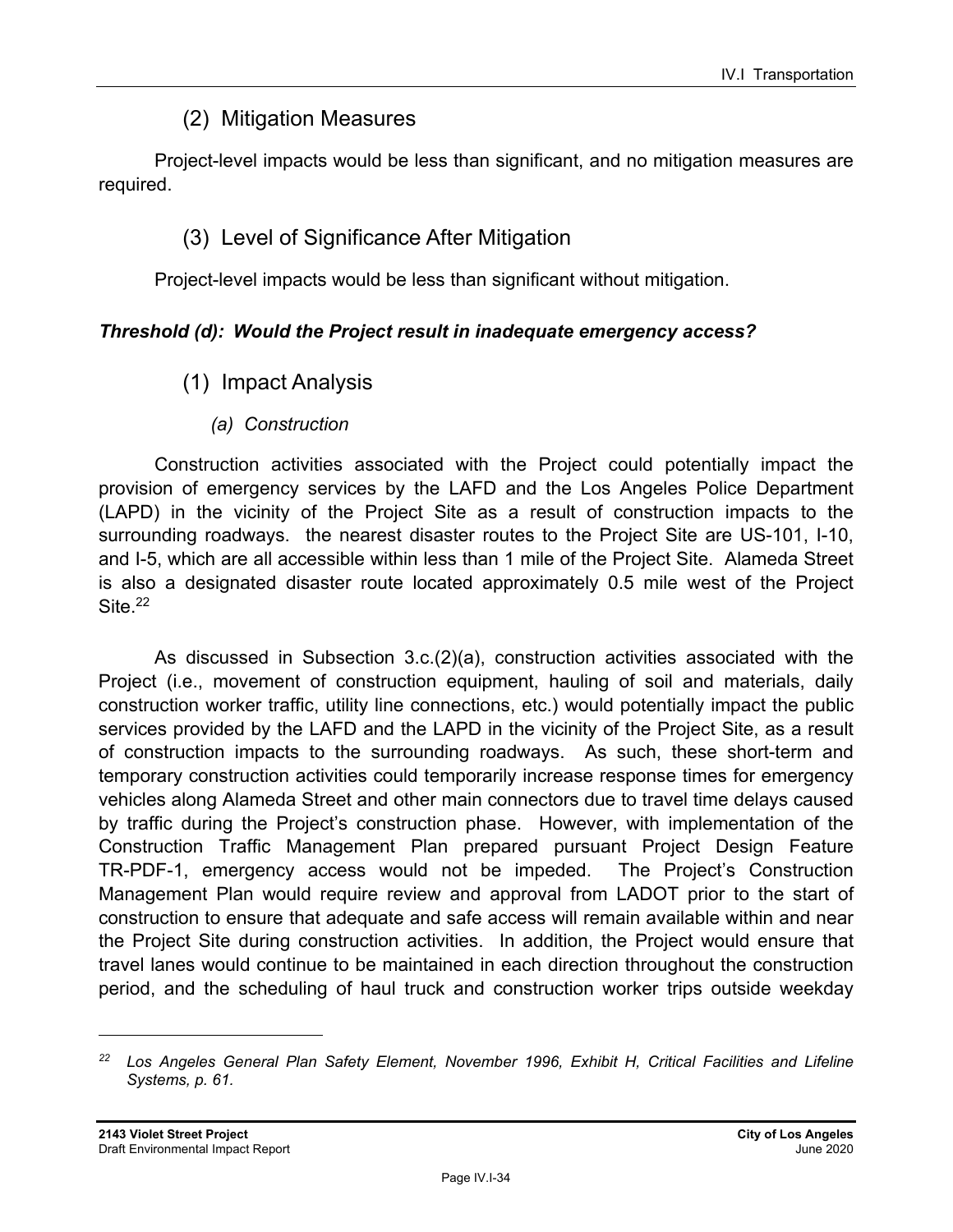### (2) Mitigation Measures

Project-level impacts would be less than significant, and no mitigation measures are required.

### (3) Level of Significance After Mitigation

Project-level impacts would be less than significant without mitigation.

***Threshold (d): Would the Project result in inadequate emergency access?***

### (1) Impact Analysis

#### *(a) Construction*

Construction activities associated with the Project could potentially impact the provision of emergency services by the LAFD and the Los Angeles Police Department (LAPD) in the vicinity of the Project Site as a result of construction impacts to the surrounding roadways. the nearest disaster routes to the Project Site are US-101, I-10, and I-5, which are all accessible within less than 1 mile of the Project Site. Alameda Street is also a designated disaster route located approximately 0.5 mile west of the Project Site.[22]

As discussed in Subsection 3.c.(2)(a), construction activities associated with the Project (i.e., movement of construction equipment, hauling of soil and materials, daily construction worker traffic, utility line connections, etc.) would potentially impact the public services provided by the LAFD and the LAPD in the vicinity of the Project Site, as a result of construction impacts to the surrounding roadways. As such, these short-term and temporary construction activities could temporarily increase response times for emergency vehicles along Alameda Street and other main connectors due to travel time delays caused by traffic during the Project's construction phase. However, with implementation of the Construction Traffic Management Plan prepared pursuant Project Design Feature TR-PDF-1, emergency access would not be impeded. The Project's Construction Management Plan would require review and approval from LADOT prior to the start of construction to ensure that adequate and safe access will remain available within and near the Project Site during construction activities. In addition, the Project would ensure that travel lanes would continue to be maintained in each direction throughout the construction period, and the scheduling of haul truck and construction worker trips outside weekday

---

[22] *Los Angeles General Plan Safety Element, November 1996, Exhibit H, Critical Facilities and Lifeline Systems, p. 61.*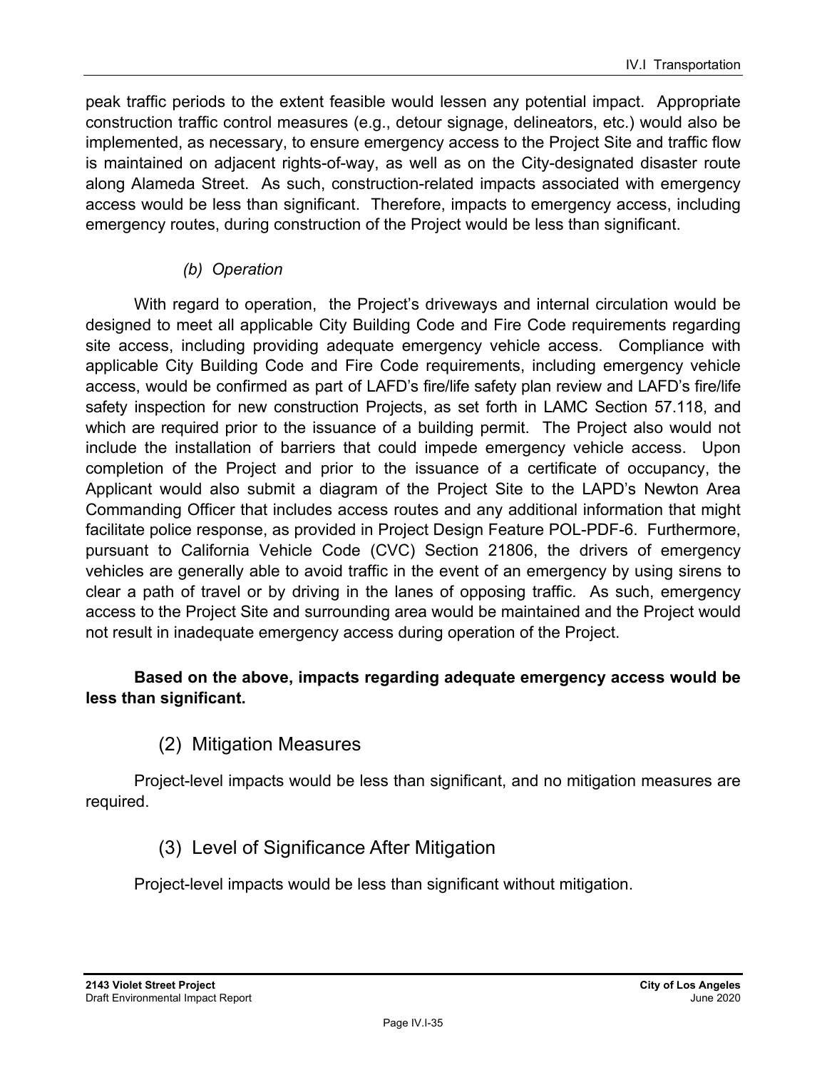peak traffic periods to the extent feasible would lessen any potential impact. Appropriate construction traffic control measures (e.g., detour signage, delineators, etc.) would also be implemented, as necessary, to ensure emergency access to the Project Site and traffic flow is maintained on adjacent rights-of-way, as well as on the City-designated disaster route along Alameda Street. As such, construction-related impacts associated with emergency access would be less than significant. Therefore, impacts to emergency access, including emergency routes, during construction of the Project would be less than significant.

*(b) Operation*

With regard to operation, the Project's driveways and internal circulation would be designed to meet all applicable City Building Code and Fire Code requirements regarding site access, including providing adequate emergency vehicle access. Compliance with applicable City Building Code and Fire Code requirements, including emergency vehicle access, would be confirmed as part of LAFD's fire/life safety plan review and LAFD's fire/life safety inspection for new construction Projects, as set forth in LAMC Section 57.118, and which are required prior to the issuance of a building permit. The Project also would not include the installation of barriers that could impede emergency vehicle access. Upon completion of the Project and prior to the issuance of a certificate of occupancy, the Applicant would also submit a diagram of the Project Site to the LAPD's Newton Area Commanding Officer that includes access routes and any additional information that might facilitate police response, as provided in Project Design Feature POL-PDF-6. Furthermore, pursuant to California Vehicle Code (CVC) Section 21806, the drivers of emergency vehicles are generally able to avoid traffic in the event of an emergency by using sirens to clear a path of travel or by driving in the lanes of opposing traffic. As such, emergency access to the Project Site and surrounding area would be maintained and the Project would not result in inadequate emergency access during operation of the Project.

**Based on the above, impacts regarding adequate emergency access would be less than significant.**

## (2) Mitigation Measures

Project-level impacts would be less than significant, and no mitigation measures are required.

## (3) Level of Significance After Mitigation

Project-level impacts would be less than significant without mitigation.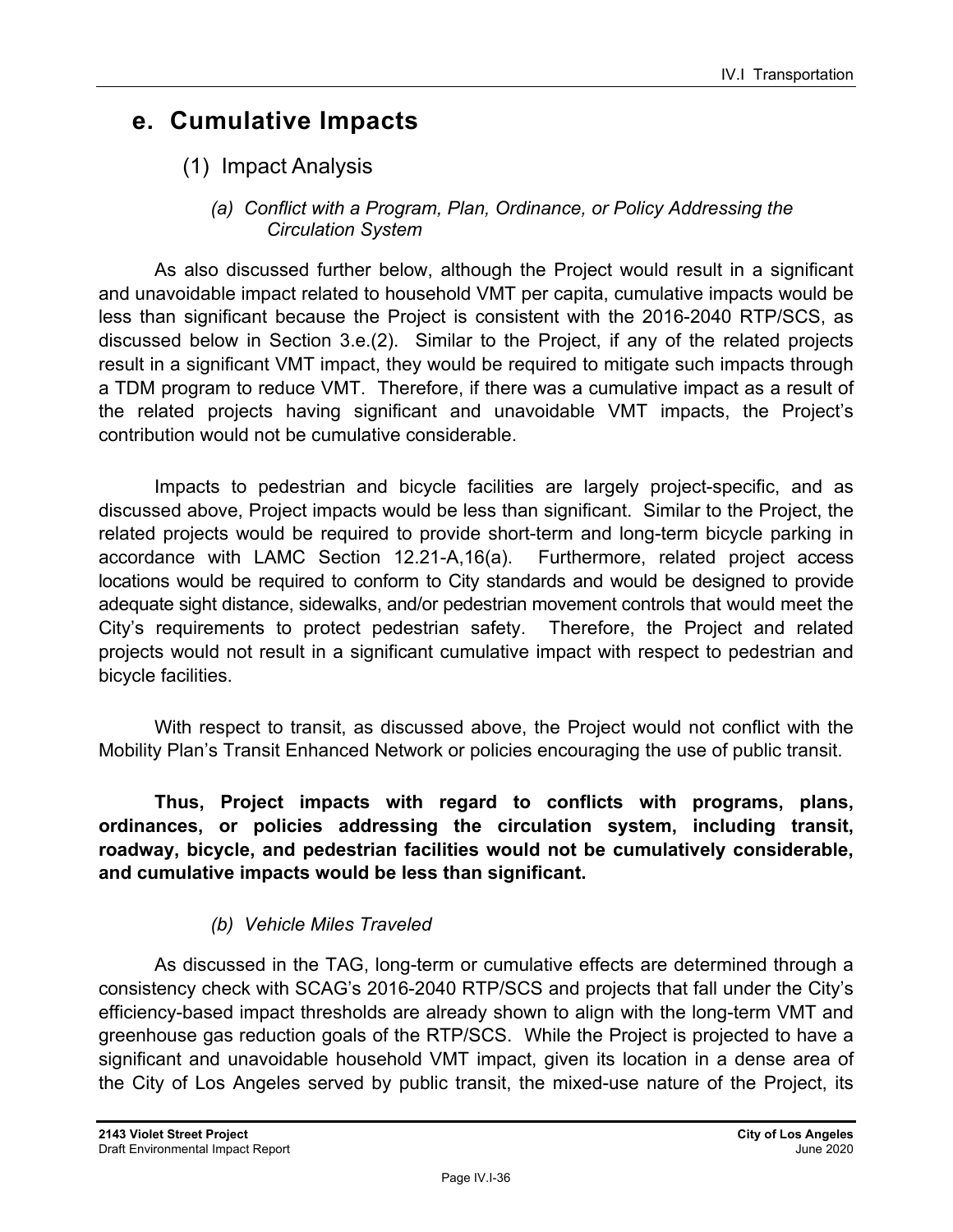## e. Cumulative Impacts

### (1) Impact Analysis

#### *(a) Conflict with a Program, Plan, Ordinance, or Policy Addressing the Circulation System*

As also discussed further below, although the Project would result in a significant and unavoidable impact related to household VMT per capita, cumulative impacts would be less than significant because the Project is consistent with the 2016-2040 RTP/SCS, as discussed below in Section 3.e.(2). Similar to the Project, if any of the related projects result in a significant VMT impact, they would be required to mitigate such impacts through a TDM program to reduce VMT. Therefore, if there was a cumulative impact as a result of the related projects having significant and unavoidable VMT impacts, the Project's contribution would not be cumulative considerable.

Impacts to pedestrian and bicycle facilities are largely project-specific, and as discussed above, Project impacts would be less than significant. Similar to the Project, the related projects would be required to provide short-term and long-term bicycle parking in accordance with LAMC Section 12.21-A,16(a). Furthermore, related project access locations would be required to conform to City standards and would be designed to provide adequate sight distance, sidewalks, and/or pedestrian movement controls that would meet the City's requirements to protect pedestrian safety. Therefore, the Project and related projects would not result in a significant cumulative impact with respect to pedestrian and bicycle facilities.

With respect to transit, as discussed above, the Project would not conflict with the Mobility Plan's Transit Enhanced Network or policies encouraging the use of public transit.

**Thus, Project impacts with regard to conflicts with programs, plans, ordinances, or policies addressing the circulation system, including transit, roadway, bicycle, and pedestrian facilities would not be cumulatively considerable, and cumulative impacts would be less than significant.**

#### *(b) Vehicle Miles Traveled*

As discussed in the TAG, long-term or cumulative effects are determined through a consistency check with SCAG's 2016-2040 RTP/SCS and projects that fall under the City's efficiency-based impact thresholds are already shown to align with the long-term VMT and greenhouse gas reduction goals of the RTP/SCS. While the Project is projected to have a significant and unavoidable household VMT impact, given its location in a dense area of the City of Los Angeles served by public transit, the mixed-use nature of the Project, its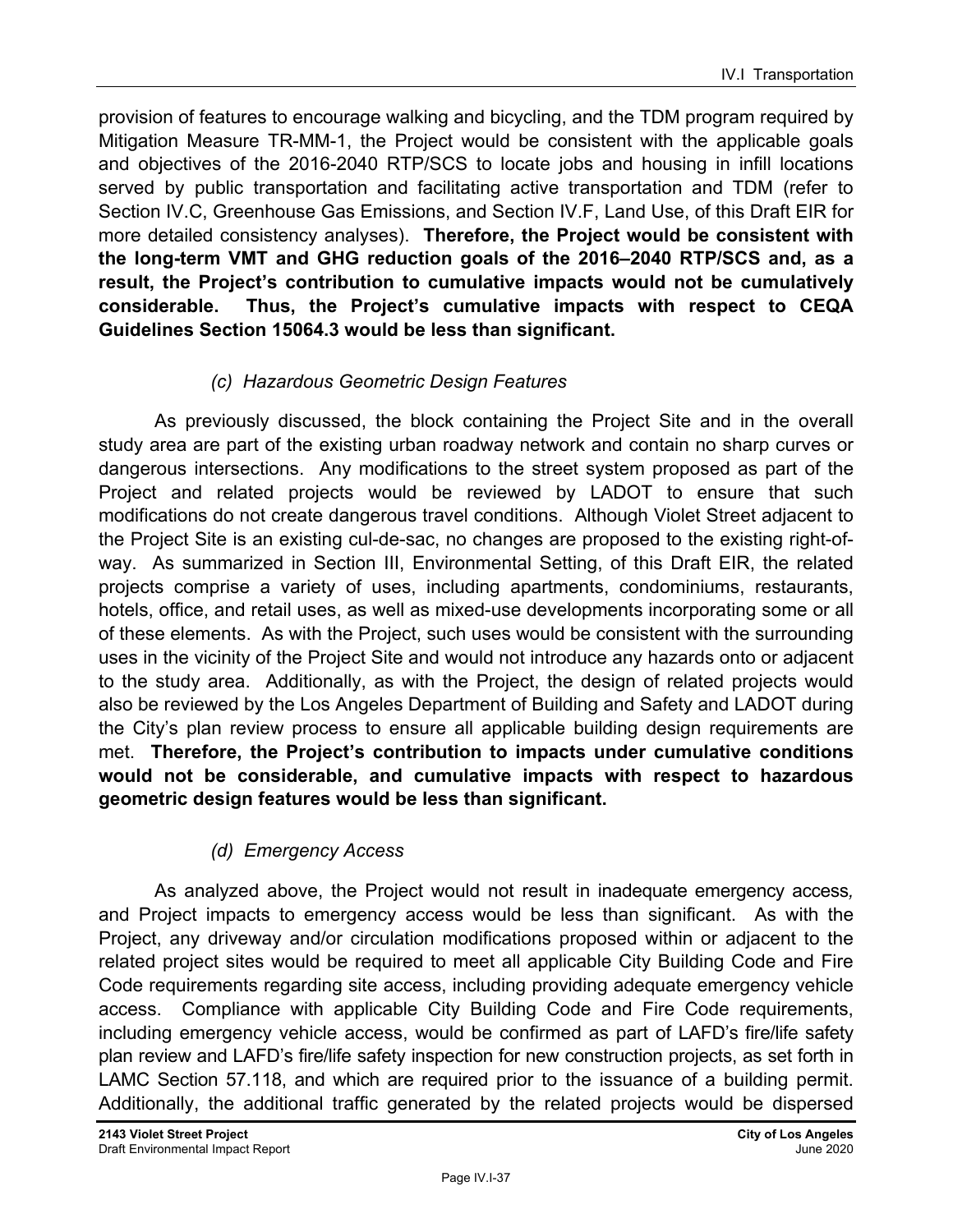provision of features to encourage walking and bicycling, and the TDM program required by Mitigation Measure TR-MM-1, the Project would be consistent with the applicable goals and objectives of the 2016-2040 RTP/SCS to locate jobs and housing in infill locations served by public transportation and facilitating active transportation and TDM (refer to Section IV.C, Greenhouse Gas Emissions, and Section IV.F, Land Use, of this Draft EIR for more detailed consistency analyses). **Therefore, the Project would be consistent with the long-term VMT and GHG reduction goals of the 2016–2040 RTP/SCS and, as a result, the Project's contribution to cumulative impacts would not be cumulatively considerable. Thus, the Project's cumulative impacts with respect to CEQA Guidelines Section 15064.3 would be less than significant.**

*(c) Hazardous Geometric Design Features*

As previously discussed, the block containing the Project Site and in the overall study area are part of the existing urban roadway network and contain no sharp curves or dangerous intersections. Any modifications to the street system proposed as part of the Project and related projects would be reviewed by LADOT to ensure that such modifications do not create dangerous travel conditions. Although Violet Street adjacent to the Project Site is an existing cul-de-sac, no changes are proposed to the existing right-of-way. As summarized in Section III, Environmental Setting, of this Draft EIR, the related projects comprise a variety of uses, including apartments, condominiums, restaurants, hotels, office, and retail uses, as well as mixed-use developments incorporating some or all of these elements. As with the Project, such uses would be consistent with the surrounding uses in the vicinity of the Project Site and would not introduce any hazards onto or adjacent to the study area. Additionally, as with the Project, the design of related projects would also be reviewed by the Los Angeles Department of Building and Safety and LADOT during the City's plan review process to ensure all applicable building design requirements are met. **Therefore, the Project's contribution to impacts under cumulative conditions would not be considerable, and cumulative impacts with respect to hazardous geometric design features would be less than significant.**

*(d) Emergency Access*

As analyzed above, the Project would not result in inadequate emergency access, and Project impacts to emergency access would be less than significant. As with the Project, any driveway and/or circulation modifications proposed within or adjacent to the related project sites would be required to meet all applicable City Building Code and Fire Code requirements regarding site access, including providing adequate emergency vehicle access. Compliance with applicable City Building Code and Fire Code requirements, including emergency vehicle access, would be confirmed as part of LAFD's fire/life safety plan review and LAFD's fire/life safety inspection for new construction projects, as set forth in LAMC Section 57.118, and which are required prior to the issuance of a building permit. Additionally, the additional traffic generated by the related projects would be dispersed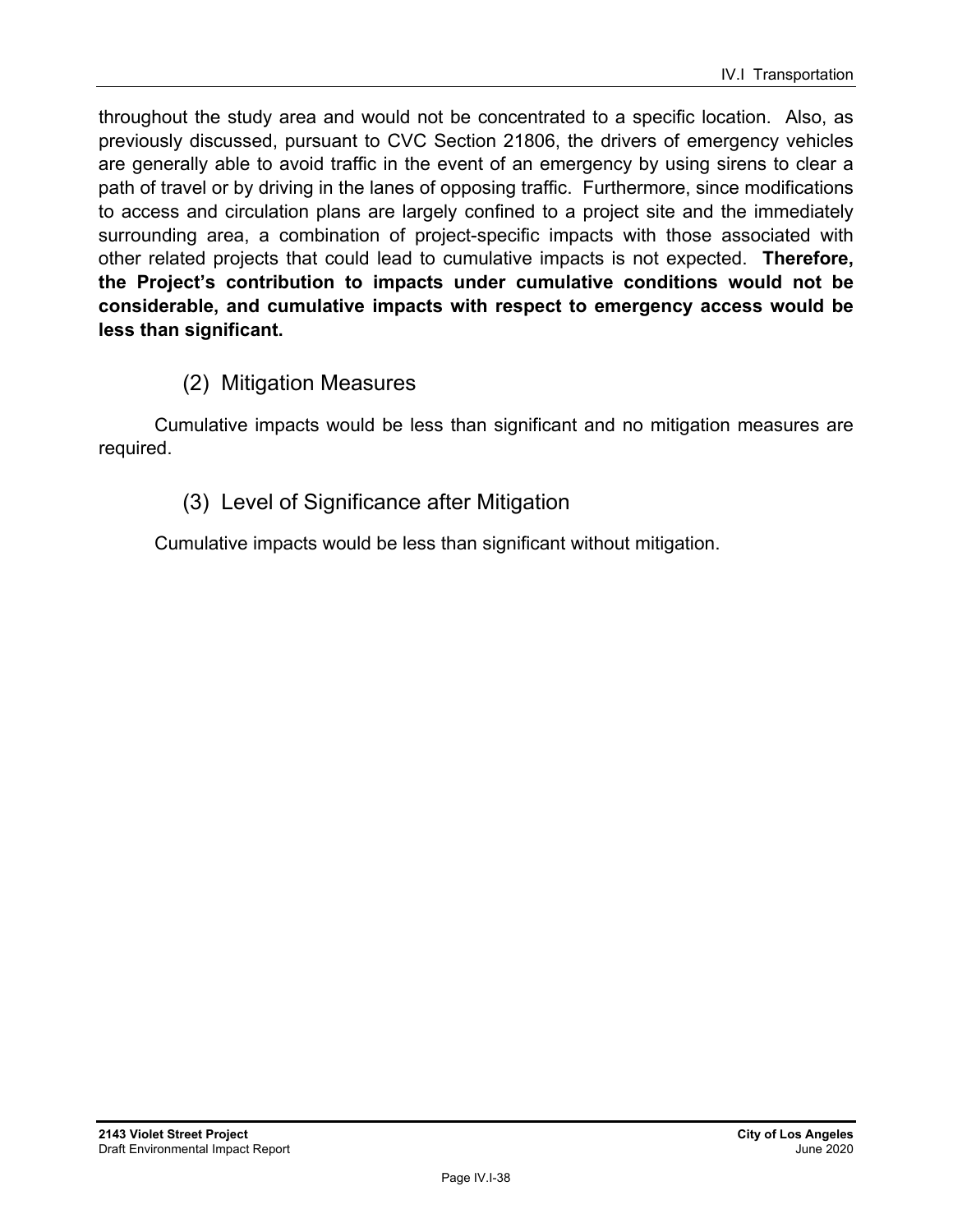throughout the study area and would not be concentrated to a specific location. Also, as previously discussed, pursuant to CVC Section 21806, the drivers of emergency vehicles are generally able to avoid traffic in the event of an emergency by using sirens to clear a path of travel or by driving in the lanes of opposing traffic. Furthermore, since modifications to access and circulation plans are largely confined to a project site and the immediately surrounding area, a combination of project-specific impacts with those associated with other related projects that could lead to cumulative impacts is not expected. **Therefore, the Project's contribution to impacts under cumulative conditions would not be considerable, and cumulative impacts with respect to emergency access would be less than significant.**

### (2) Mitigation Measures

Cumulative impacts would be less than significant and no mitigation measures are required.

### (3) Level of Significance after Mitigation

Cumulative impacts would be less than significant without mitigation.